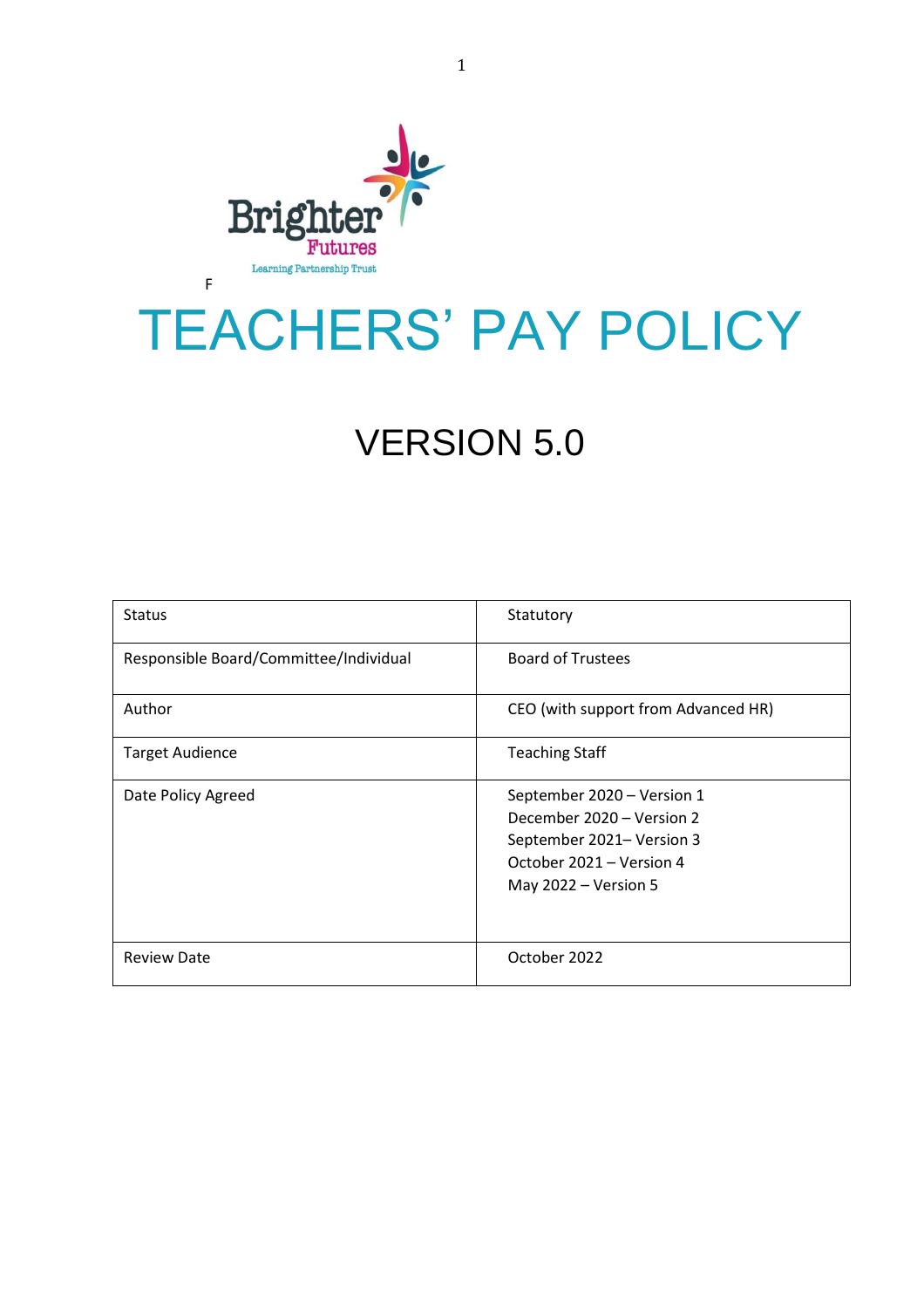Brighter Futures
Learning Partnership Trust

F

# TEACHERS' PAY POLICY

## VERSION 5.0

| Status | Statutory |
| --- | --- |
| Responsible Board/Committee/Individual | Board of Trustees |
| Author | CEO (with support from Advanced HR) |
| Target Audience | Teaching Staff |
| Date Policy Agreed | September 2020 – Version 1<br>December 2020 – Version 2<br>September 2021– Version 3<br>October 2021 – Version 4<br>May 2022 – Version 5 |
| Review Date | October 2022 |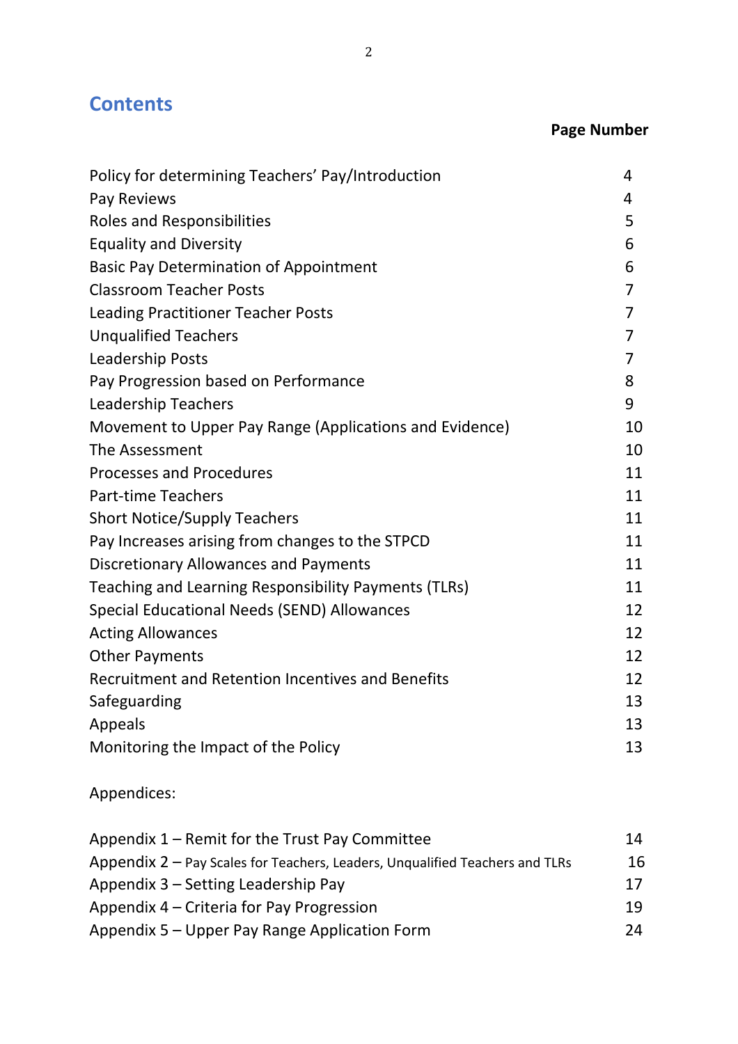## Contents

| | Page Number |
|---|---|
| Policy for determining Teachers' Pay/Introduction | 4 |
| Pay Reviews | 4 |
| Roles and Responsibilities | 5 |
| Equality and Diversity | 6 |
| Basic Pay Determination of Appointment | 6 |
| Classroom Teacher Posts | 7 |
| Leading Practitioner Teacher Posts | 7 |
| Unqualified Teachers | 7 |
| Leadership Posts | 7 |
| Pay Progression based on Performance | 8 |
| Leadership Teachers | 9 |
| Movement to Upper Pay Range (Applications and Evidence) | 10 |
| The Assessment | 10 |
| Processes and Procedures | 11 |
| Part-time Teachers | 11 |
| Short Notice/Supply Teachers | 11 |
| Pay Increases arising from changes to the STPCD | 11 |
| Discretionary Allowances and Payments | 11 |
| Teaching and Learning Responsibility Payments (TLRs) | 11 |
| Special Educational Needs (SEND) Allowances | 12 |
| Acting Allowances | 12 |
| Other Payments | 12 |
| Recruitment and Retention Incentives and Benefits | 12 |
| Safeguarding | 13 |
| Appeals | 13 |
| Monitoring the Impact of the Policy | 13 |

Appendices:

| | |
|---|---|
| Appendix 1 – Remit for the Trust Pay Committee | 14 |
| Appendix 2 – Pay Scales for Teachers, Leaders, Unqualified Teachers and TLRs | 16 |
| Appendix 3 – Setting Leadership Pay | 17 |
| Appendix 4 – Criteria for Pay Progression | 19 |
| Appendix 5 – Upper Pay Range Application Form | 24 |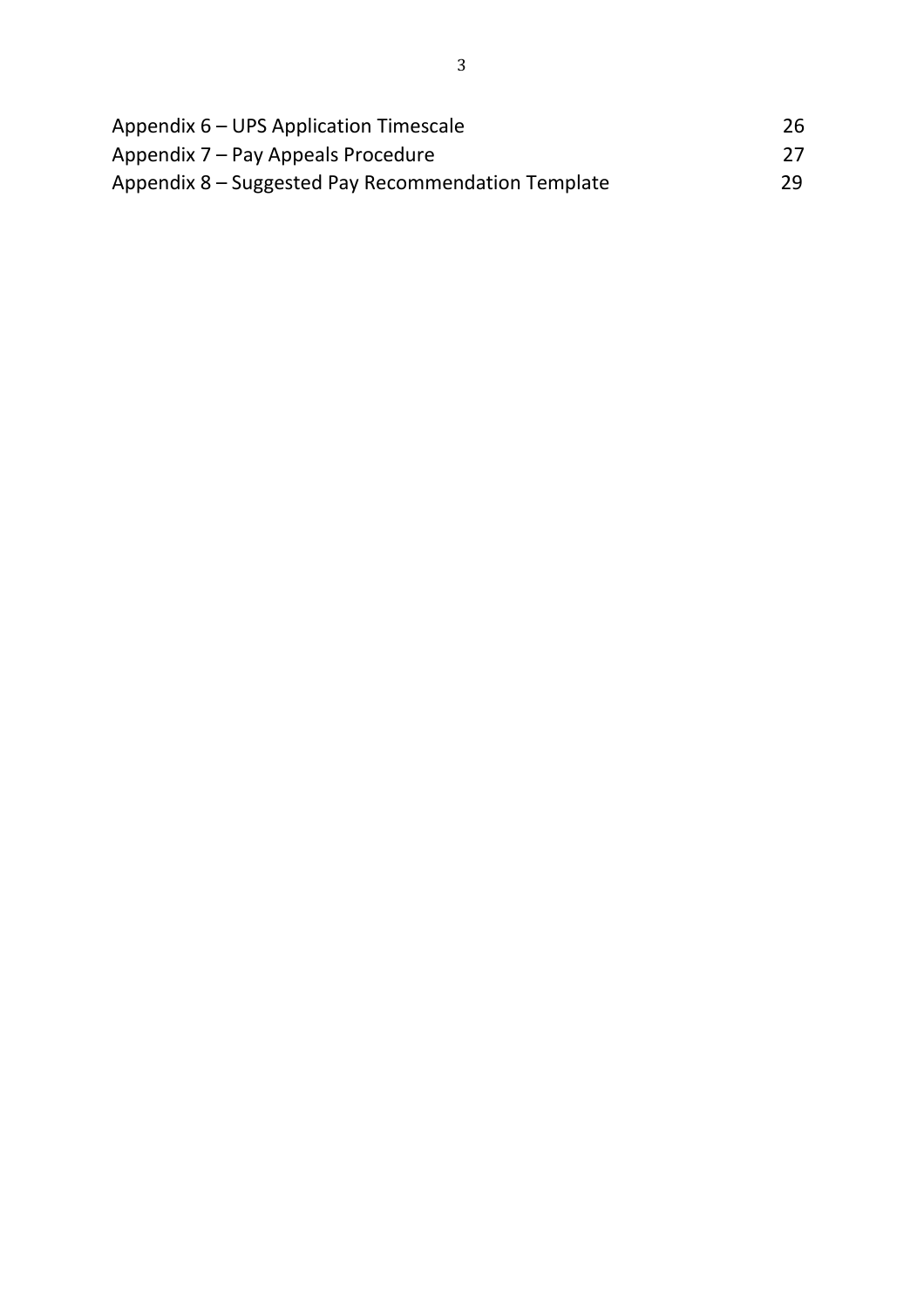| | |
|---|---|
| Appendix 6 – UPS Application Timescale | 26 |
| Appendix 7 – Pay Appeals Procedure | 27 |
| Appendix 8 – Suggested Pay Recommendation Template | 29 |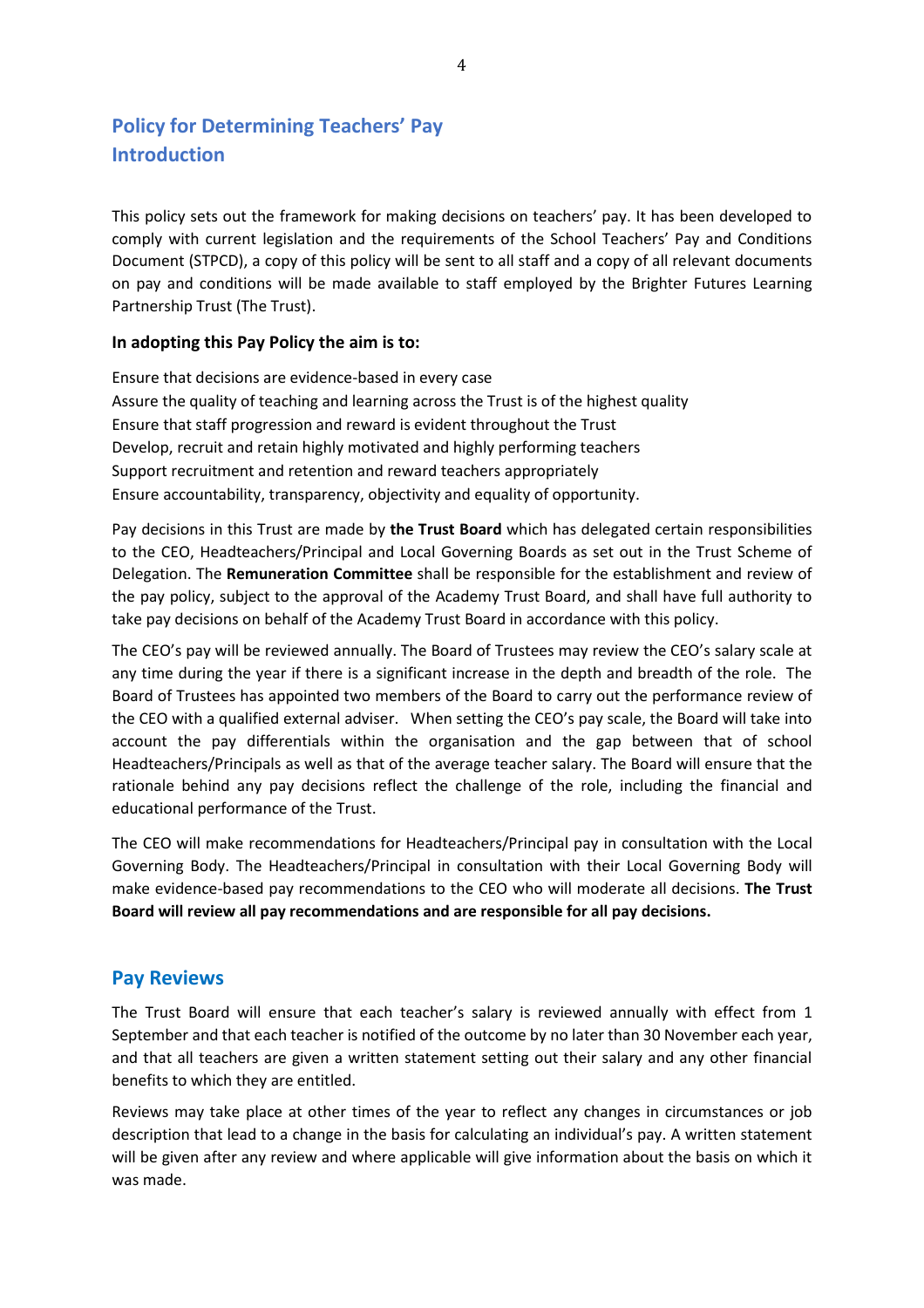## Policy for Determining Teachers' Pay

## Introduction

This policy sets out the framework for making decisions on teachers' pay. It has been developed to comply with current legislation and the requirements of the School Teachers' Pay and Conditions Document (STPCD), a copy of this policy will be sent to all staff and a copy of all relevant documents on pay and conditions will be made available to staff employed by the Brighter Futures Learning Partnership Trust (The Trust).

**In adopting this Pay Policy the aim is to:**

Ensure that decisions are evidence-based in every case
Assure the quality of teaching and learning across the Trust is of the highest quality
Ensure that staff progression and reward is evident throughout the Trust
Develop, recruit and retain highly motivated and highly performing teachers
Support recruitment and retention and reward teachers appropriately
Ensure accountability, transparency, objectivity and equality of opportunity.

Pay decisions in this Trust are made by **the Trust Board** which has delegated certain responsibilities to the CEO, Headteachers/Principal and Local Governing Boards as set out in the Trust Scheme of Delegation. The **Remuneration Committee** shall be responsible for the establishment and review of the pay policy, subject to the approval of the Academy Trust Board, and shall have full authority to take pay decisions on behalf of the Academy Trust Board in accordance with this policy.

The CEO's pay will be reviewed annually. The Board of Trustees may review the CEO's salary scale at any time during the year if there is a significant increase in the depth and breadth of the role. The Board of Trustees has appointed two members of the Board to carry out the performance review of the CEO with a qualified external adviser. When setting the CEO's pay scale, the Board will take into account the pay differentials within the organisation and the gap between that of school Headteachers/Principals as well as that of the average teacher salary. The Board will ensure that the rationale behind any pay decisions reflect the challenge of the role, including the financial and educational performance of the Trust.

The CEO will make recommendations for Headteachers/Principal pay in consultation with the Local Governing Body. The Headteachers/Principal in consultation with their Local Governing Body will make evidence-based pay recommendations to the CEO who will moderate all decisions. **The Trust Board will review all pay recommendations and are responsible for all pay decisions.**

## Pay Reviews

The Trust Board will ensure that each teacher's salary is reviewed annually with effect from 1 September and that each teacher is notified of the outcome by no later than 30 November each year, and that all teachers are given a written statement setting out their salary and any other financial benefits to which they are entitled.

Reviews may take place at other times of the year to reflect any changes in circumstances or job description that lead to a change in the basis for calculating an individual's pay. A written statement will be given after any review and where applicable will give information about the basis on which it was made.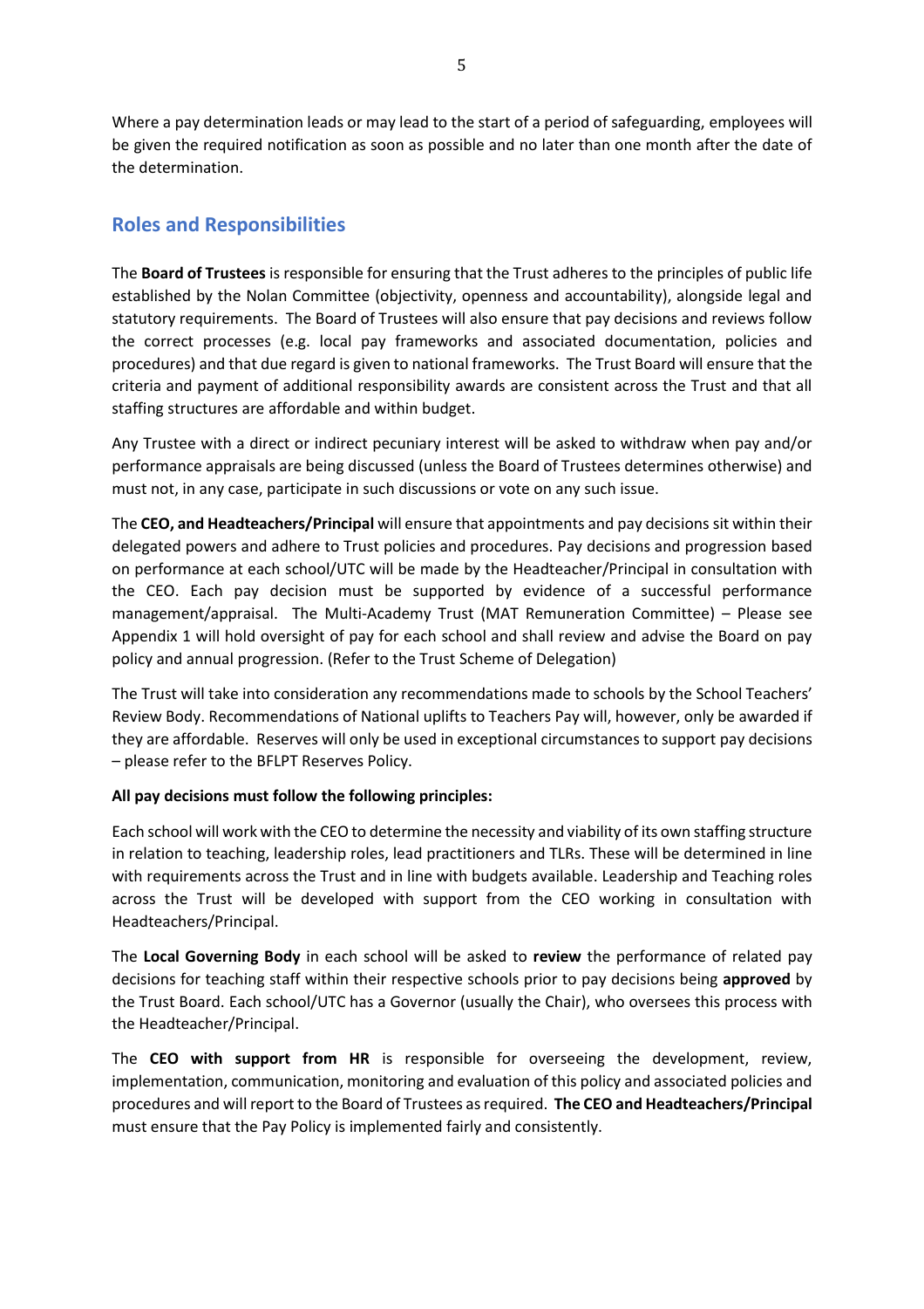Where a pay determination leads or may lead to the start of a period of safeguarding, employees will be given the required notification as soon as possible and no later than one month after the date of the determination.

## Roles and Responsibilities

The **Board of Trustees** is responsible for ensuring that the Trust adheres to the principles of public life established by the Nolan Committee (objectivity, openness and accountability), alongside legal and statutory requirements. The Board of Trustees will also ensure that pay decisions and reviews follow the correct processes (e.g. local pay frameworks and associated documentation, policies and procedures) and that due regard is given to national frameworks. The Trust Board will ensure that the criteria and payment of additional responsibility awards are consistent across the Trust and that all staffing structures are affordable and within budget.

Any Trustee with a direct or indirect pecuniary interest will be asked to withdraw when pay and/or performance appraisals are being discussed (unless the Board of Trustees determines otherwise) and must not, in any case, participate in such discussions or vote on any such issue.

The **CEO, and Headteachers/Principal** will ensure that appointments and pay decisions sit within their delegated powers and adhere to Trust policies and procedures. Pay decisions and progression based on performance at each school/UTC will be made by the Headteacher/Principal in consultation with the CEO. Each pay decision must be supported by evidence of a successful performance management/appraisal. The Multi-Academy Trust (MAT Remuneration Committee) – Please see Appendix 1 will hold oversight of pay for each school and shall review and advise the Board on pay policy and annual progression. (Refer to the Trust Scheme of Delegation)

The Trust will take into consideration any recommendations made to schools by the School Teachers' Review Body. Recommendations of National uplifts to Teachers Pay will, however, only be awarded if they are affordable. Reserves will only be used in exceptional circumstances to support pay decisions – please refer to the BFLPT Reserves Policy.

**All pay decisions must follow the following principles:**

Each school will work with the CEO to determine the necessity and viability of its own staffing structure in relation to teaching, leadership roles, lead practitioners and TLRs. These will be determined in line with requirements across the Trust and in line with budgets available. Leadership and Teaching roles across the Trust will be developed with support from the CEO working in consultation with Headteachers/Principal.

The **Local Governing Body** in each school will be asked to **review** the performance of related pay decisions for teaching staff within their respective schools prior to pay decisions being **approved** by the Trust Board. Each school/UTC has a Governor (usually the Chair), who oversees this process with the Headteacher/Principal.

The **CEO with support from HR** is responsible for overseeing the development, review, implementation, communication, monitoring and evaluation of this policy and associated policies and procedures and will report to the Board of Trustees as required. **The CEO and Headteachers/Principal** must ensure that the Pay Policy is implemented fairly and consistently.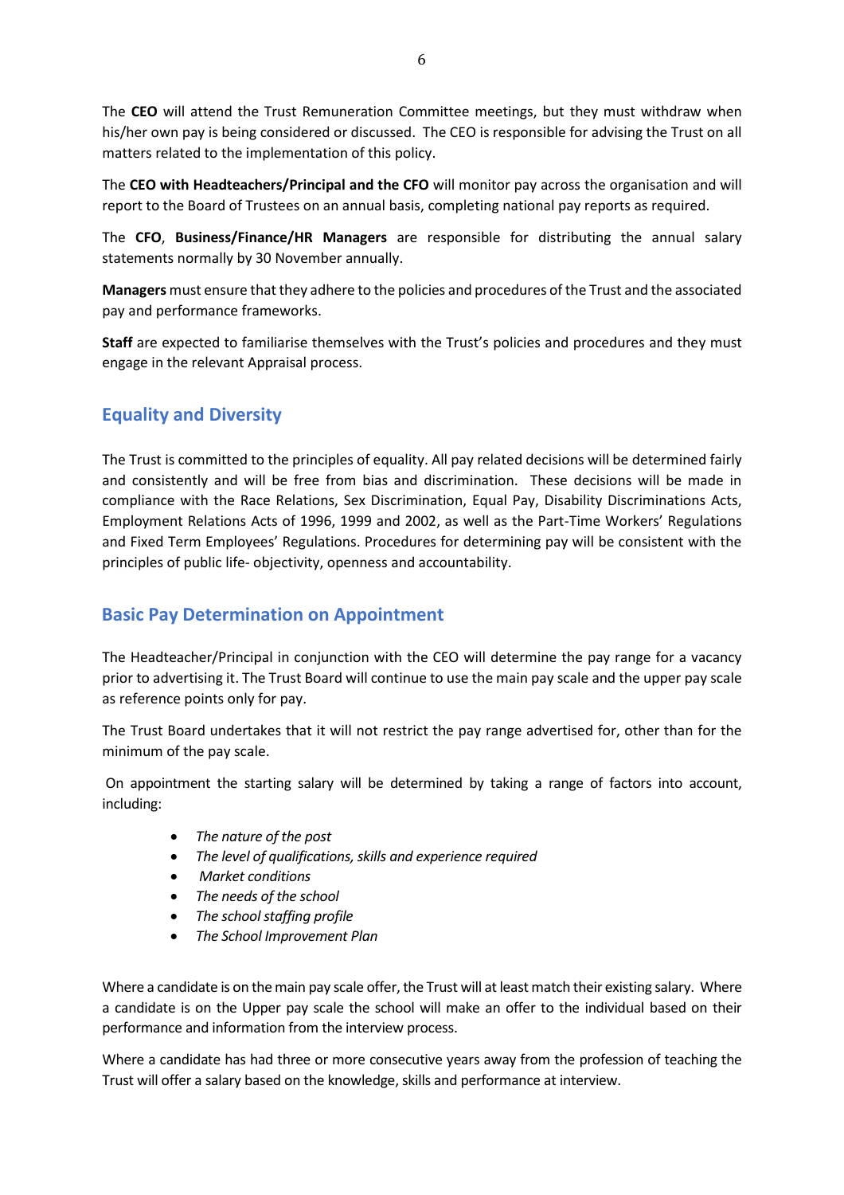The **CEO** will attend the Trust Remuneration Committee meetings, but they must withdraw when his/her own pay is being considered or discussed. The CEO is responsible for advising the Trust on all matters related to the implementation of this policy.

The **CEO with Headteachers/Principal and the CFO** will monitor pay across the organisation and will report to the Board of Trustees on an annual basis, completing national pay reports as required.

The **CFO**, **Business/Finance/HR Managers** are responsible for distributing the annual salary statements normally by 30 November annually.

**Managers** must ensure that they adhere to the policies and procedures of the Trust and the associated pay and performance frameworks.

**Staff** are expected to familiarise themselves with the Trust's policies and procedures and they must engage in the relevant Appraisal process.

## Equality and Diversity

The Trust is committed to the principles of equality. All pay related decisions will be determined fairly and consistently and will be free from bias and discrimination. These decisions will be made in compliance with the Race Relations, Sex Discrimination, Equal Pay, Disability Discriminations Acts, Employment Relations Acts of 1996, 1999 and 2002, as well as the Part-Time Workers' Regulations and Fixed Term Employees' Regulations. Procedures for determining pay will be consistent with the principles of public life- objectivity, openness and accountability.

## Basic Pay Determination on Appointment

The Headteacher/Principal in conjunction with the CEO will determine the pay range for a vacancy prior to advertising it. The Trust Board will continue to use the main pay scale and the upper pay scale as reference points only for pay.

The Trust Board undertakes that it will not restrict the pay range advertised for, other than for the minimum of the pay scale.

On appointment the starting salary will be determined by taking a range of factors into account, including:

- *The nature of the post*
- *The level of qualifications, skills and experience required*
- *Market conditions*
- *The needs of the school*
- *The school staffing profile*
- *The School Improvement Plan*

Where a candidate is on the main pay scale offer, the Trust will at least match their existing salary. Where a candidate is on the Upper pay scale the school will make an offer to the individual based on their performance and information from the interview process.

Where a candidate has had three or more consecutive years away from the profession of teaching the Trust will offer a salary based on the knowledge, skills and performance at interview.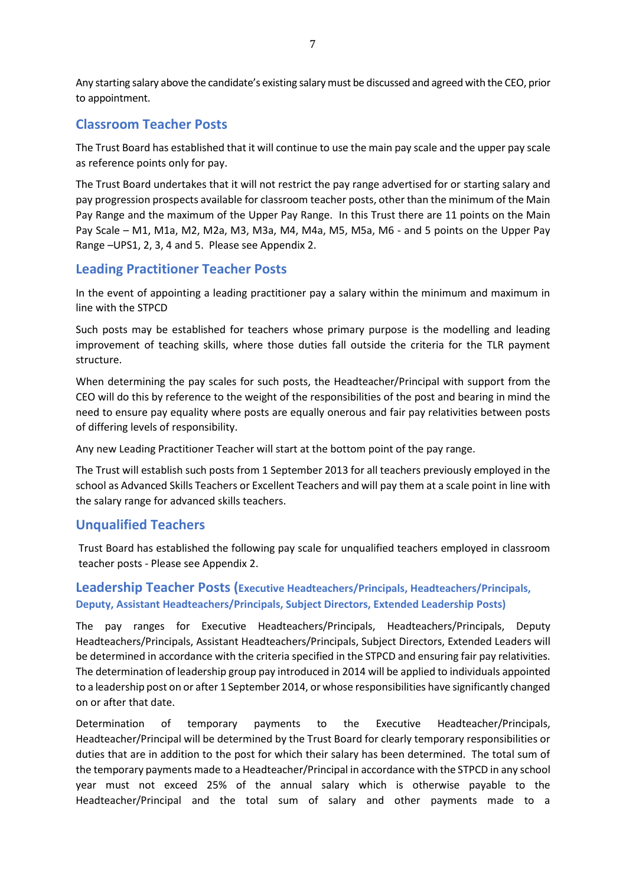Any starting salary above the candidate's existing salary must be discussed and agreed with the CEO, prior to appointment.

## Classroom Teacher Posts

The Trust Board has established that it will continue to use the main pay scale and the upper pay scale as reference points only for pay.

The Trust Board undertakes that it will not restrict the pay range advertised for or starting salary and pay progression prospects available for classroom teacher posts, other than the minimum of the Main Pay Range and the maximum of the Upper Pay Range. In this Trust there are 11 points on the Main Pay Scale – M1, M1a, M2, M2a, M3, M3a, M4, M4a, M5, M5a, M6 - and 5 points on the Upper Pay Range –UPS1, 2, 3, 4 and 5. Please see Appendix 2.

## Leading Practitioner Teacher Posts

In the event of appointing a leading practitioner pay a salary within the minimum and maximum in line with the STPCD

Such posts may be established for teachers whose primary purpose is the modelling and leading improvement of teaching skills, where those duties fall outside the criteria for the TLR payment structure.

When determining the pay scales for such posts, the Headteacher/Principal with support from the CEO will do this by reference to the weight of the responsibilities of the post and bearing in mind the need to ensure pay equality where posts are equally onerous and fair pay relativities between posts of differing levels of responsibility.

Any new Leading Practitioner Teacher will start at the bottom point of the pay range.

The Trust will establish such posts from 1 September 2013 for all teachers previously employed in the school as Advanced Skills Teachers or Excellent Teachers and will pay them at a scale point in line with the salary range for advanced skills teachers.

## Unqualified Teachers

Trust Board has established the following pay scale for unqualified teachers employed in classroom teacher posts - Please see Appendix 2.

## Leadership Teacher Posts (Executive Headteachers/Principals, Headteachers/Principals, Deputy, Assistant Headteachers/Principals, Subject Directors, Extended Leadership Posts)

The pay ranges for Executive Headteachers/Principals, Headteachers/Principals, Deputy Headteachers/Principals, Assistant Headteachers/Principals, Subject Directors, Extended Leaders will be determined in accordance with the criteria specified in the STPCD and ensuring fair pay relativities. The determination of leadership group pay introduced in 2014 will be applied to individuals appointed to a leadership post on or after 1 September 2014, or whose responsibilities have significantly changed on or after that date.

Determination of temporary payments to the Executive Headteacher/Principals, Headteacher/Principal will be determined by the Trust Board for clearly temporary responsibilities or duties that are in addition to the post for which their salary has been determined. The total sum of the temporary payments made to a Headteacher/Principal in accordance with the STPCD in any school year must not exceed 25% of the annual salary which is otherwise payable to the Headteacher/Principal and the total sum of salary and other payments made to a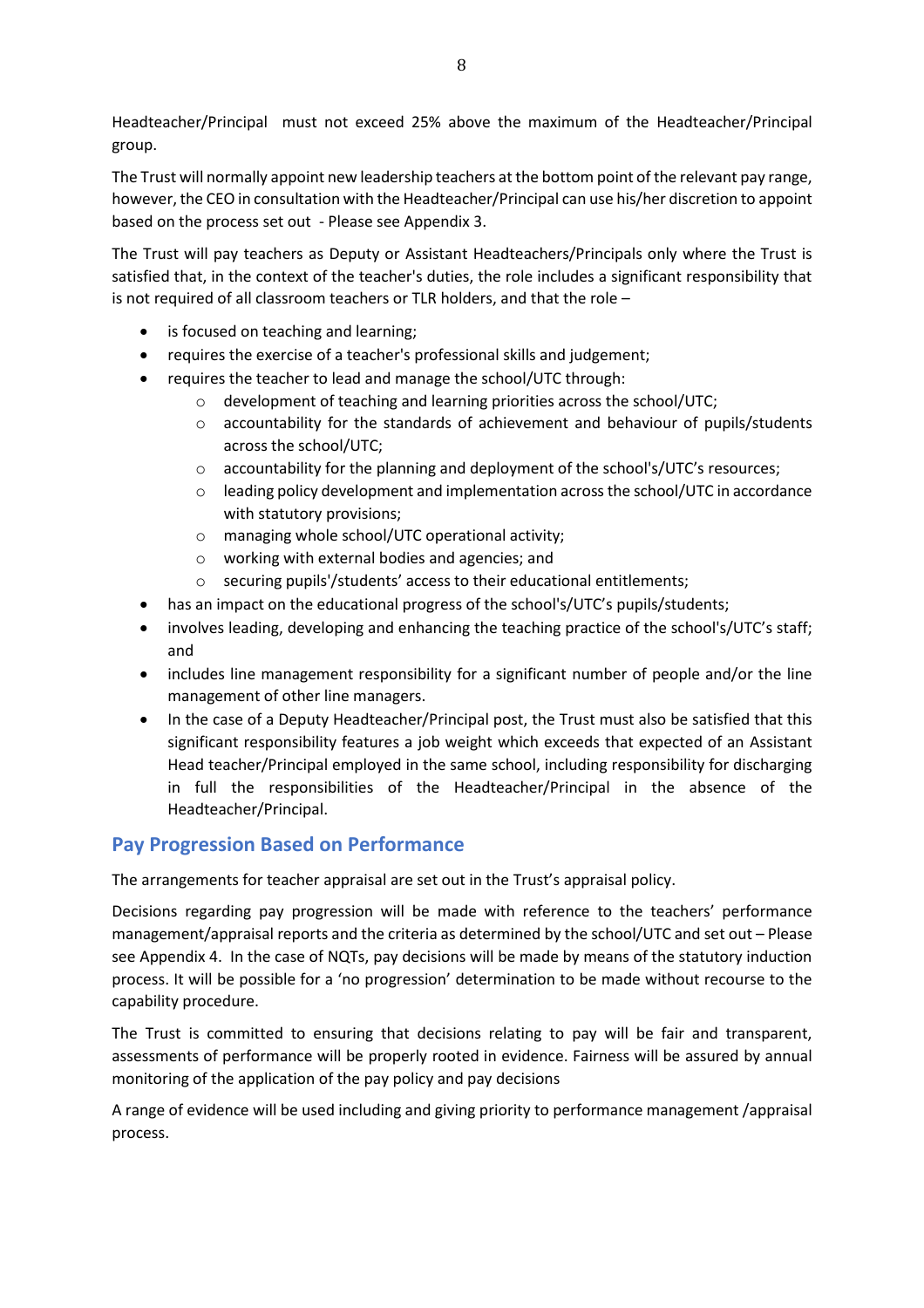Headteacher/Principal must not exceed 25% above the maximum of the Headteacher/Principal group.

The Trust will normally appoint new leadership teachers at the bottom point of the relevant pay range, however, the CEO in consultation with the Headteacher/Principal can use his/her discretion to appoint based on the process set out - Please see Appendix 3.

The Trust will pay teachers as Deputy or Assistant Headteachers/Principals only where the Trust is satisfied that, in the context of the teacher's duties, the role includes a significant responsibility that is not required of all classroom teachers or TLR holders, and that the role –

- is focused on teaching and learning;
- requires the exercise of a teacher's professional skills and judgement;
- requires the teacher to lead and manage the school/UTC through:
  - development of teaching and learning priorities across the school/UTC;
  - accountability for the standards of achievement and behaviour of pupils/students across the school/UTC;
  - accountability for the planning and deployment of the school's/UTC's resources;
  - leading policy development and implementation across the school/UTC in accordance with statutory provisions;
  - managing whole school/UTC operational activity;
  - working with external bodies and agencies; and
  - securing pupils'/students' access to their educational entitlements;
- has an impact on the educational progress of the school's/UTC's pupils/students;
- involves leading, developing and enhancing the teaching practice of the school's/UTC's staff; and
- includes line management responsibility for a significant number of people and/or the line management of other line managers.
- In the case of a Deputy Headteacher/Principal post, the Trust must also be satisfied that this significant responsibility features a job weight which exceeds that expected of an Assistant Head teacher/Principal employed in the same school, including responsibility for discharging in full the responsibilities of the Headteacher/Principal in the absence of the Headteacher/Principal.

## Pay Progression Based on Performance

The arrangements for teacher appraisal are set out in the Trust's appraisal policy.

Decisions regarding pay progression will be made with reference to the teachers' performance management/appraisal reports and the criteria as determined by the school/UTC and set out – Please see Appendix 4. In the case of NQTs, pay decisions will be made by means of the statutory induction process. It will be possible for a 'no progression' determination to be made without recourse to the capability procedure.

The Trust is committed to ensuring that decisions relating to pay will be fair and transparent, assessments of performance will be properly rooted in evidence. Fairness will be assured by annual monitoring of the application of the pay policy and pay decisions

A range of evidence will be used including and giving priority to performance management /appraisal process.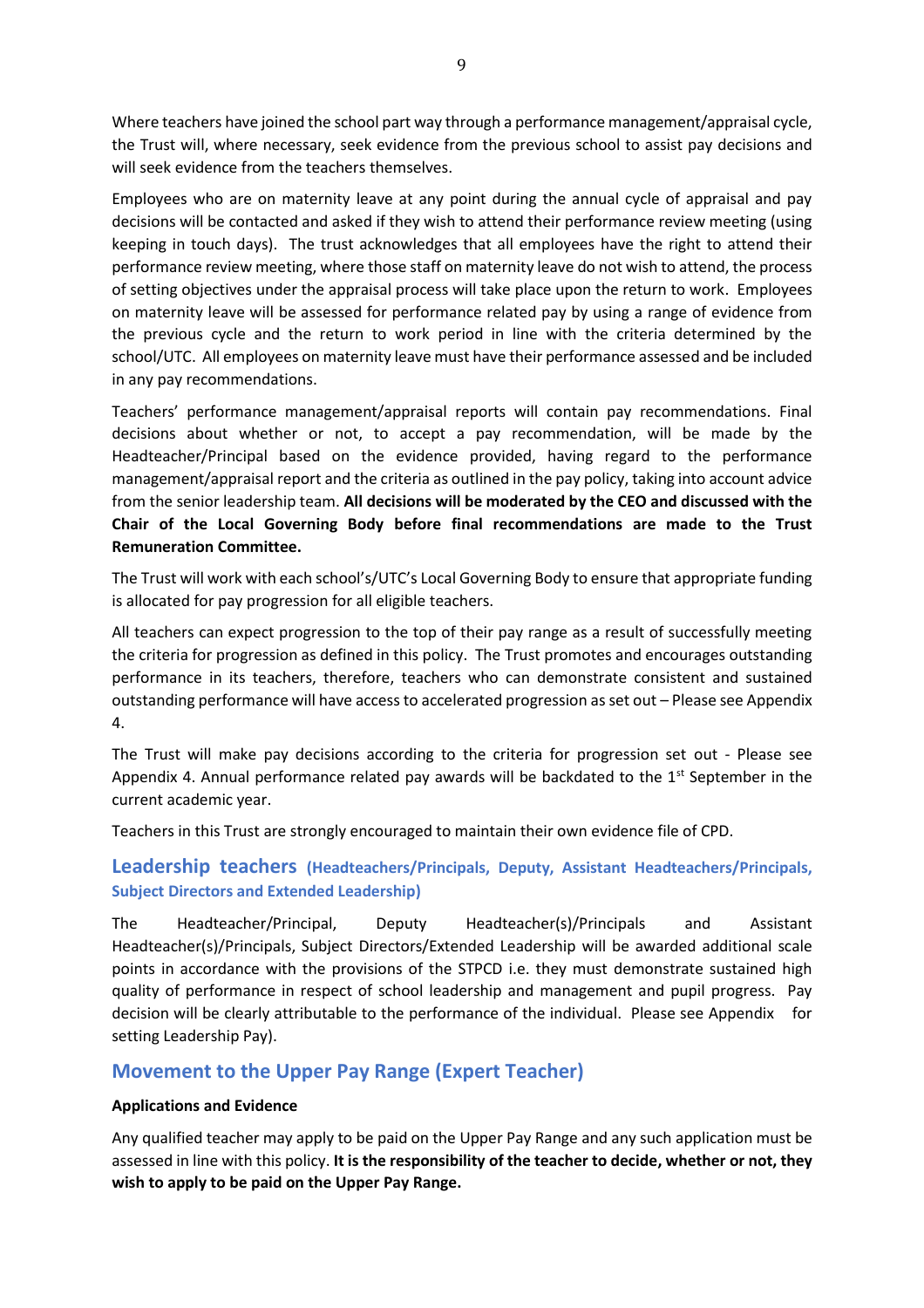Where teachers have joined the school part way through a performance management/appraisal cycle, the Trust will, where necessary, seek evidence from the previous school to assist pay decisions and will seek evidence from the teachers themselves.

Employees who are on maternity leave at any point during the annual cycle of appraisal and pay decisions will be contacted and asked if they wish to attend their performance review meeting (using keeping in touch days). The trust acknowledges that all employees have the right to attend their performance review meeting, where those staff on maternity leave do not wish to attend, the process of setting objectives under the appraisal process will take place upon the return to work. Employees on maternity leave will be assessed for performance related pay by using a range of evidence from the previous cycle and the return to work period in line with the criteria determined by the school/UTC. All employees on maternity leave must have their performance assessed and be included in any pay recommendations.

Teachers' performance management/appraisal reports will contain pay recommendations. Final decisions about whether or not, to accept a pay recommendation, will be made by the Headteacher/Principal based on the evidence provided, having regard to the performance management/appraisal report and the criteria as outlined in the pay policy, taking into account advice from the senior leadership team. **All decisions will be moderated by the CEO and discussed with the Chair of the Local Governing Body before final recommendations are made to the Trust Remuneration Committee.**

The Trust will work with each school's/UTC's Local Governing Body to ensure that appropriate funding is allocated for pay progression for all eligible teachers.

All teachers can expect progression to the top of their pay range as a result of successfully meeting the criteria for progression as defined in this policy. The Trust promotes and encourages outstanding performance in its teachers, therefore, teachers who can demonstrate consistent and sustained outstanding performance will have access to accelerated progression as set out – Please see Appendix 4.

The Trust will make pay decisions according to the criteria for progression set out - Please see Appendix 4. Annual performance related pay awards will be backdated to the 1st September in the current academic year.

Teachers in this Trust are strongly encouraged to maintain their own evidence file of CPD.

## Leadership teachers (Headteachers/Principals, Deputy, Assistant Headteachers/Principals, Subject Directors and Extended Leadership)

The Headteacher/Principal, Deputy Headteacher(s)/Principals and Assistant Headteacher(s)/Principals, Subject Directors/Extended Leadership will be awarded additional scale points in accordance with the provisions of the STPCD i.e. they must demonstrate sustained high quality of performance in respect of school leadership and management and pupil progress. Pay decision will be clearly attributable to the performance of the individual. Please see Appendix for setting Leadership Pay).

## Movement to the Upper Pay Range (Expert Teacher)

**Applications and Evidence**

Any qualified teacher may apply to be paid on the Upper Pay Range and any such application must be assessed in line with this policy. **It is the responsibility of the teacher to decide, whether or not, they wish to apply to be paid on the Upper Pay Range.**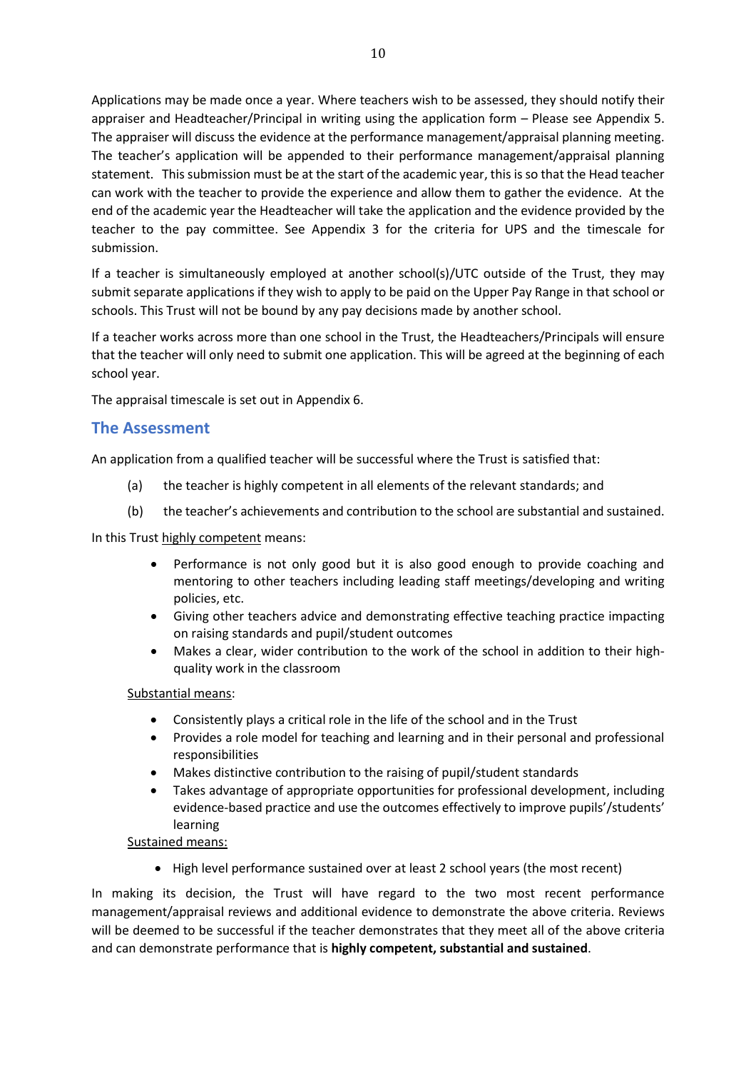Applications may be made once a year. Where teachers wish to be assessed, they should notify their appraiser and Headteacher/Principal in writing using the application form – Please see Appendix 5. The appraiser will discuss the evidence at the performance management/appraisal planning meeting. The teacher's application will be appended to their performance management/appraisal planning statement. This submission must be at the start of the academic year, this is so that the Head teacher can work with the teacher to provide the experience and allow them to gather the evidence. At the end of the academic year the Headteacher will take the application and the evidence provided by the teacher to the pay committee. See Appendix 3 for the criteria for UPS and the timescale for submission.

If a teacher is simultaneously employed at another school(s)/UTC outside of the Trust, they may submit separate applications if they wish to apply to be paid on the Upper Pay Range in that school or schools. This Trust will not be bound by any pay decisions made by another school.

If a teacher works across more than one school in the Trust, the Headteachers/Principals will ensure that the teacher will only need to submit one application. This will be agreed at the beginning of each school year.

The appraisal timescale is set out in Appendix 6.

## The Assessment

An application from a qualified teacher will be successful where the Trust is satisfied that:

(a) the teacher is highly competent in all elements of the relevant standards; and

(b) the teacher's achievements and contribution to the school are substantial and sustained.

In this Trust <u>highly competent</u> means:

- Performance is not only good but it is also good enough to provide coaching and mentoring to other teachers including leading staff meetings/developing and writing policies, etc.
- Giving other teachers advice and demonstrating effective teaching practice impacting on raising standards and pupil/student outcomes
- Makes a clear, wider contribution to the work of the school in addition to their high-quality work in the classroom

<u>Substantial means</u>:

- Consistently plays a critical role in the life of the school and in the Trust
- Provides a role model for teaching and learning and in their personal and professional responsibilities
- Makes distinctive contribution to the raising of pupil/student standards
- Takes advantage of appropriate opportunities for professional development, including evidence-based practice and use the outcomes effectively to improve pupils'/students' learning

<u>Sustained means:</u>

- High level performance sustained over at least 2 school years (the most recent)

In making its decision, the Trust will have regard to the two most recent performance management/appraisal reviews and additional evidence to demonstrate the above criteria. Reviews will be deemed to be successful if the teacher demonstrates that they meet all of the above criteria and can demonstrate performance that is **highly competent, substantial and sustained**.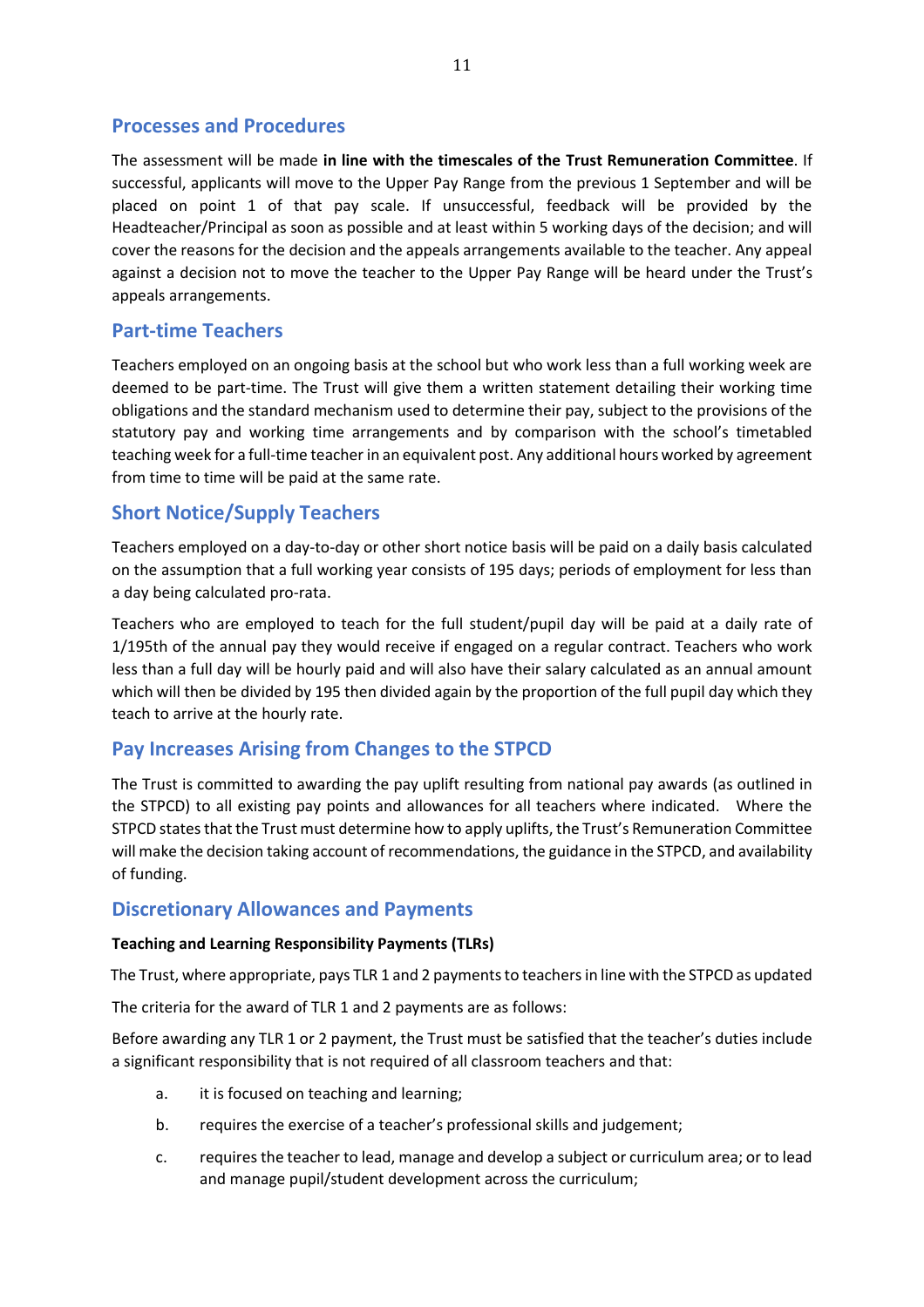## Processes and Procedures

The assessment will be made **in line with the timescales of the Trust Remuneration Committee**. If successful, applicants will move to the Upper Pay Range from the previous 1 September and will be placed on point 1 of that pay scale. If unsuccessful, feedback will be provided by the Headteacher/Principal as soon as possible and at least within 5 working days of the decision; and will cover the reasons for the decision and the appeals arrangements available to the teacher. Any appeal against a decision not to move the teacher to the Upper Pay Range will be heard under the Trust's appeals arrangements.

## Part-time Teachers

Teachers employed on an ongoing basis at the school but who work less than a full working week are deemed to be part-time. The Trust will give them a written statement detailing their working time obligations and the standard mechanism used to determine their pay, subject to the provisions of the statutory pay and working time arrangements and by comparison with the school's timetabled teaching week for a full-time teacher in an equivalent post. Any additional hours worked by agreement from time to time will be paid at the same rate.

## Short Notice/Supply Teachers

Teachers employed on a day-to-day or other short notice basis will be paid on a daily basis calculated on the assumption that a full working year consists of 195 days; periods of employment for less than a day being calculated pro-rata.

Teachers who are employed to teach for the full student/pupil day will be paid at a daily rate of 1/195th of the annual pay they would receive if engaged on a regular contract. Teachers who work less than a full day will be hourly paid and will also have their salary calculated as an annual amount which will then be divided by 195 then divided again by the proportion of the full pupil day which they teach to arrive at the hourly rate.

## Pay Increases Arising from Changes to the STPCD

The Trust is committed to awarding the pay uplift resulting from national pay awards (as outlined in the STPCD) to all existing pay points and allowances for all teachers where indicated. Where the STPCD states that the Trust must determine how to apply uplifts, the Trust's Remuneration Committee will make the decision taking account of recommendations, the guidance in the STPCD, and availability of funding.

## Discretionary Allowances and Payments

**Teaching and Learning Responsibility Payments (TLRs)**

The Trust, where appropriate, pays TLR 1 and 2 payments to teachers in line with the STPCD as updated

The criteria for the award of TLR 1 and 2 payments are as follows:

Before awarding any TLR 1 or 2 payment, the Trust must be satisfied that the teacher's duties include a significant responsibility that is not required of all classroom teachers and that:

a. it is focused on teaching and learning;

b. requires the exercise of a teacher's professional skills and judgement;

c. requires the teacher to lead, manage and develop a subject or curriculum area; or to lead and manage pupil/student development across the curriculum;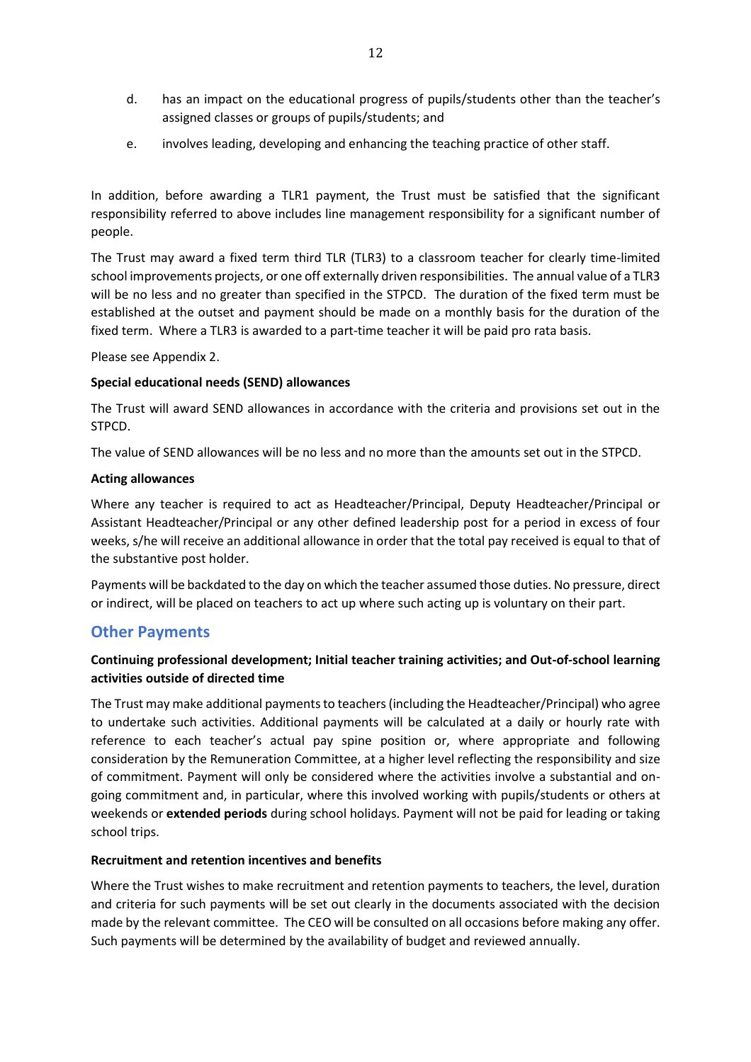d. has an impact on the educational progress of pupils/students other than the teacher's assigned classes or groups of pupils/students; and

e. involves leading, developing and enhancing the teaching practice of other staff.

In addition, before awarding a TLR1 payment, the Trust must be satisfied that the significant responsibility referred to above includes line management responsibility for a significant number of people.

The Trust may award a fixed term third TLR (TLR3) to a classroom teacher for clearly time-limited school improvements projects, or one off externally driven responsibilities. The annual value of a TLR3 will be no less and no greater than specified in the STPCD. The duration of the fixed term must be established at the outset and payment should be made on a monthly basis for the duration of the fixed term. Where a TLR3 is awarded to a part-time teacher it will be paid pro rata basis.

Please see Appendix 2.

**Special educational needs (SEND) allowances**

The Trust will award SEND allowances in accordance with the criteria and provisions set out in the STPCD.

The value of SEND allowances will be no less and no more than the amounts set out in the STPCD.

**Acting allowances**

Where any teacher is required to act as Headteacher/Principal, Deputy Headteacher/Principal or Assistant Headteacher/Principal or any other defined leadership post for a period in excess of four weeks, s/he will receive an additional allowance in order that the total pay received is equal to that of the substantive post holder.

Payments will be backdated to the day on which the teacher assumed those duties. No pressure, direct or indirect, will be placed on teachers to act up where such acting up is voluntary on their part.

## Other Payments

**Continuing professional development; Initial teacher training activities; and Out-of-school learning activities outside of directed time**

The Trust may make additional payments to teachers (including the Headteacher/Principal) who agree to undertake such activities. Additional payments will be calculated at a daily or hourly rate with reference to each teacher's actual pay spine position or, where appropriate and following consideration by the Remuneration Committee, at a higher level reflecting the responsibility and size of commitment. Payment will only be considered where the activities involve a substantial and on-going commitment and, in particular, where this involved working with pupils/students or others at weekends or **extended periods** during school holidays. Payment will not be paid for leading or taking school trips.

**Recruitment and retention incentives and benefits**

Where the Trust wishes to make recruitment and retention payments to teachers, the level, duration and criteria for such payments will be set out clearly in the documents associated with the decision made by the relevant committee. The CEO will be consulted on all occasions before making any offer. Such payments will be determined by the availability of budget and reviewed annually.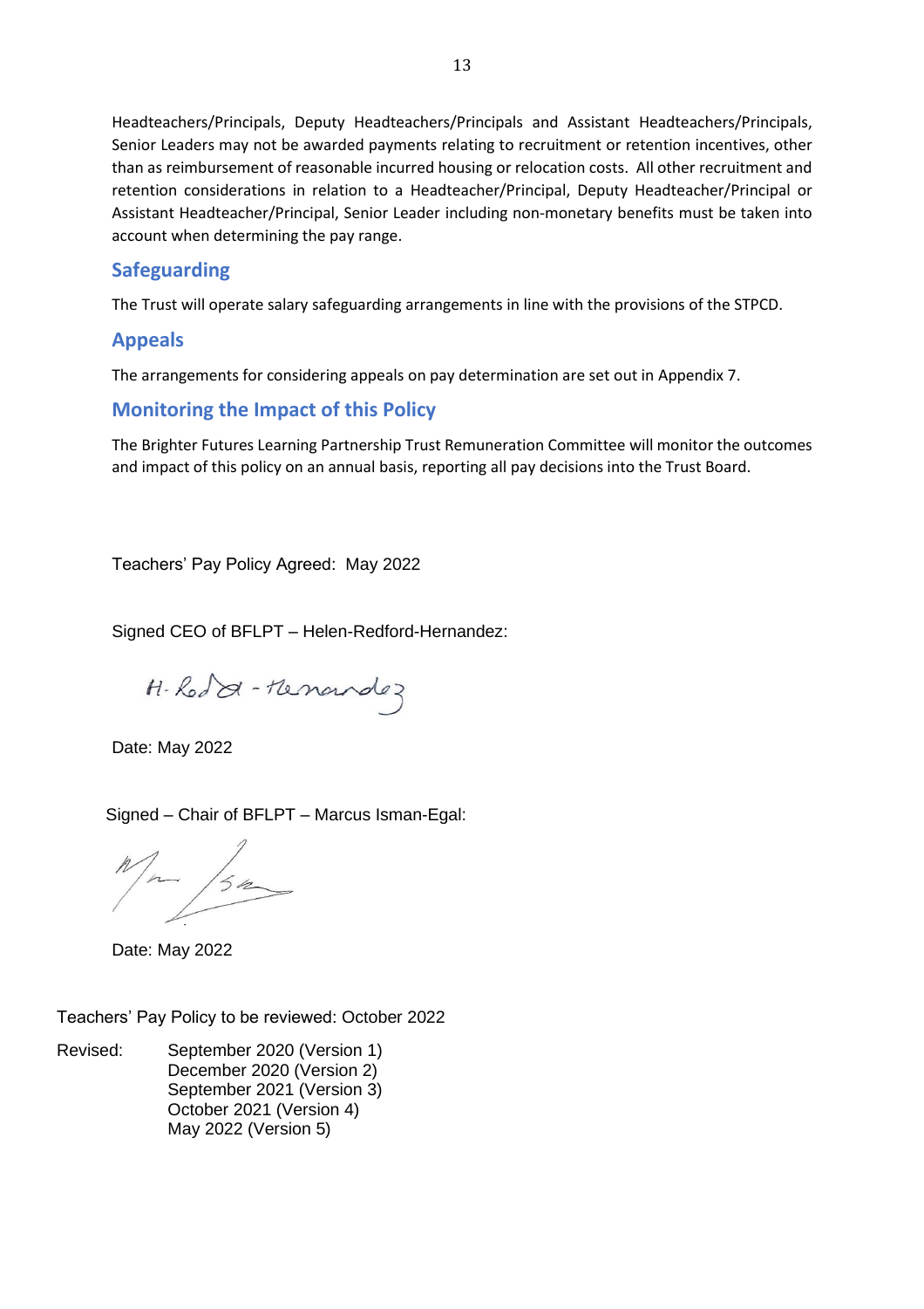Headteachers/Principals, Deputy Headteachers/Principals and Assistant Headteachers/Principals, Senior Leaders may not be awarded payments relating to recruitment or retention incentives, other than as reimbursement of reasonable incurred housing or relocation costs. All other recruitment and retention considerations in relation to a Headteacher/Principal, Deputy Headteacher/Principal or Assistant Headteacher/Principal, Senior Leader including non-monetary benefits must be taken into account when determining the pay range.

## Safeguarding

The Trust will operate salary safeguarding arrangements in line with the provisions of the STPCD.

## Appeals

The arrangements for considering appeals on pay determination are set out in Appendix 7.

## Monitoring the Impact of this Policy

The Brighter Futures Learning Partnership Trust Remuneration Committee will monitor the outcomes and impact of this policy on an annual basis, reporting all pay decisions into the Trust Board.

Teachers' Pay Policy Agreed: May 2022

Signed CEO of BFLPT – Helen-Redford-Hernandez:

H. Redford - Hernandez

Date: May 2022

Signed – Chair of BFLPT – Marcus Isman-Egal:

Date: May 2022

Teachers' Pay Policy to be reviewed: October 2022

Revised:
- September 2020 (Version 1)
- December 2020 (Version 2)
- September 2021 (Version 3)
- October 2021 (Version 4)
- May 2022 (Version 5)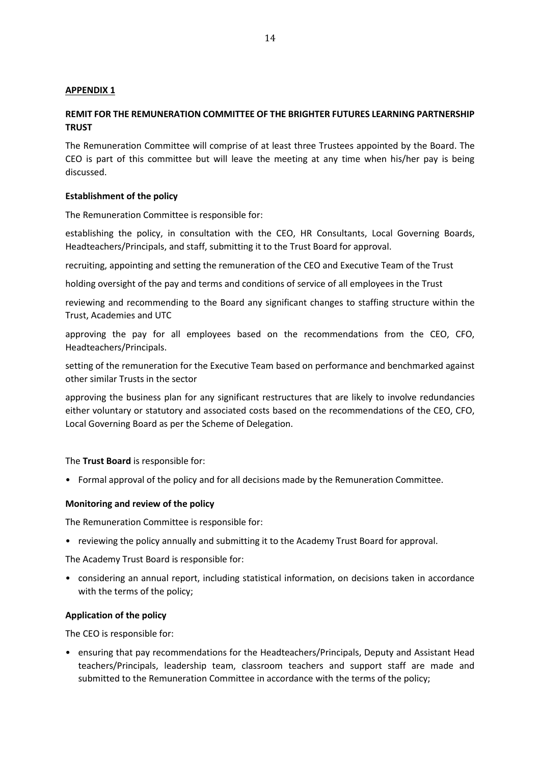**APPENDIX 1**

**REMIT FOR THE REMUNERATION COMMITTEE OF THE BRIGHTER FUTURES LEARNING PARTNERSHIP TRUST**

The Remuneration Committee will comprise of at least three Trustees appointed by the Board. The CEO is part of this committee but will leave the meeting at any time when his/her pay is being discussed.

**Establishment of the policy**

The Remuneration Committee is responsible for:

establishing the policy, in consultation with the CEO, HR Consultants, Local Governing Boards, Headteachers/Principals, and staff, submitting it to the Trust Board for approval.

recruiting, appointing and setting the remuneration of the CEO and Executive Team of the Trust

holding oversight of the pay and terms and conditions of service of all employees in the Trust

reviewing and recommending to the Board any significant changes to staffing structure within the Trust, Academies and UTC

approving the pay for all employees based on the recommendations from the CEO, CFO, Headteachers/Principals.

setting of the remuneration for the Executive Team based on performance and benchmarked against other similar Trusts in the sector

approving the business plan for any significant restructures that are likely to involve redundancies either voluntary or statutory and associated costs based on the recommendations of the CEO, CFO, Local Governing Board as per the Scheme of Delegation.

The **Trust Board** is responsible for:

- Formal approval of the policy and for all decisions made by the Remuneration Committee.

**Monitoring and review of the policy**

The Remuneration Committee is responsible for:

- reviewing the policy annually and submitting it to the Academy Trust Board for approval.

The Academy Trust Board is responsible for:

- considering an annual report, including statistical information, on decisions taken in accordance with the terms of the policy;

**Application of the policy**

The CEO is responsible for:

- ensuring that pay recommendations for the Headteachers/Principals, Deputy and Assistant Head teachers/Principals, leadership team, classroom teachers and support staff are made and submitted to the Remuneration Committee in accordance with the terms of the policy;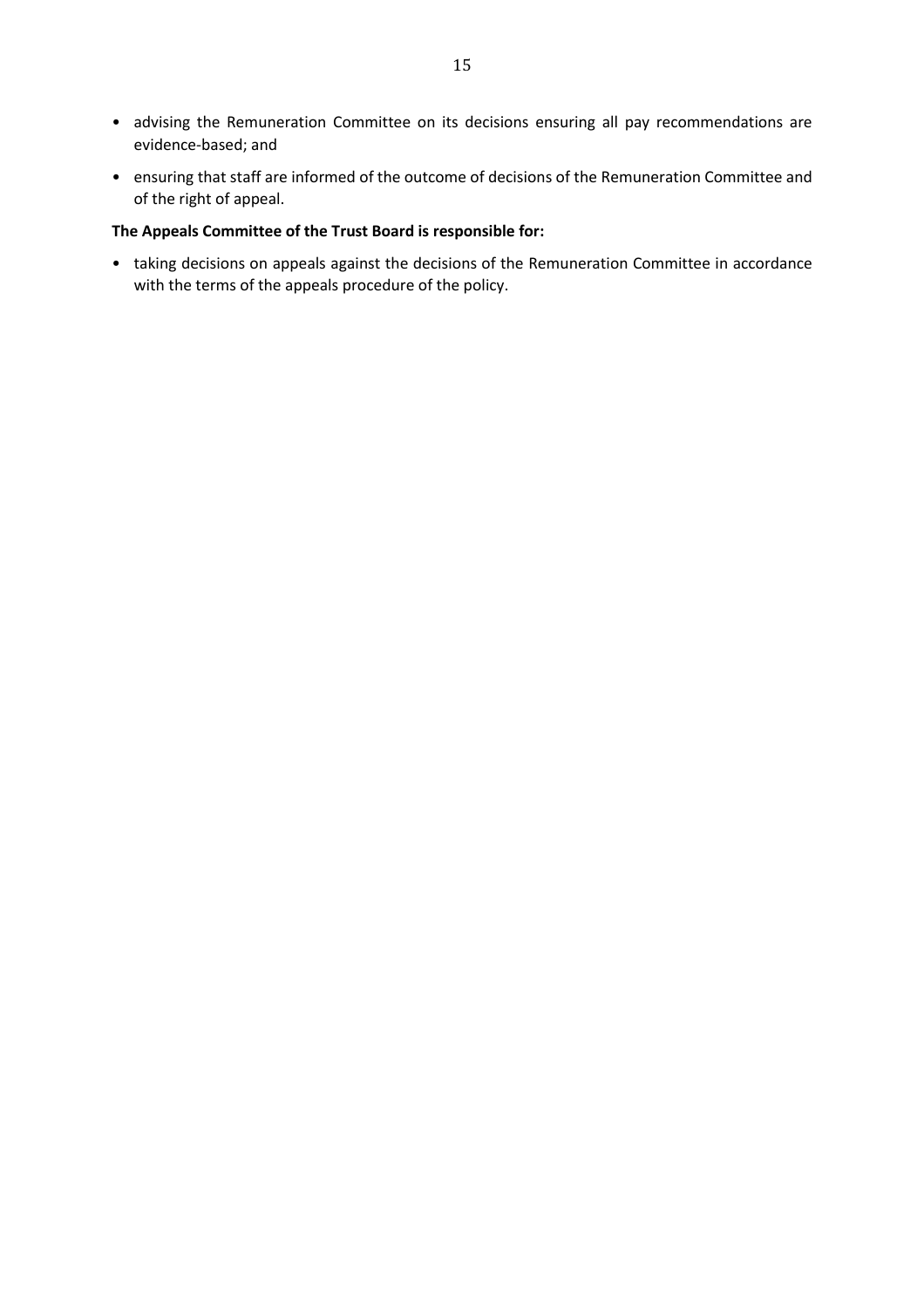- advising the Remuneration Committee on its decisions ensuring all pay recommendations are evidence-based; and
- ensuring that staff are informed of the outcome of decisions of the Remuneration Committee and of the right of appeal.

**The Appeals Committee of the Trust Board is responsible for:**

- taking decisions on appeals against the decisions of the Remuneration Committee in accordance with the terms of the appeals procedure of the policy.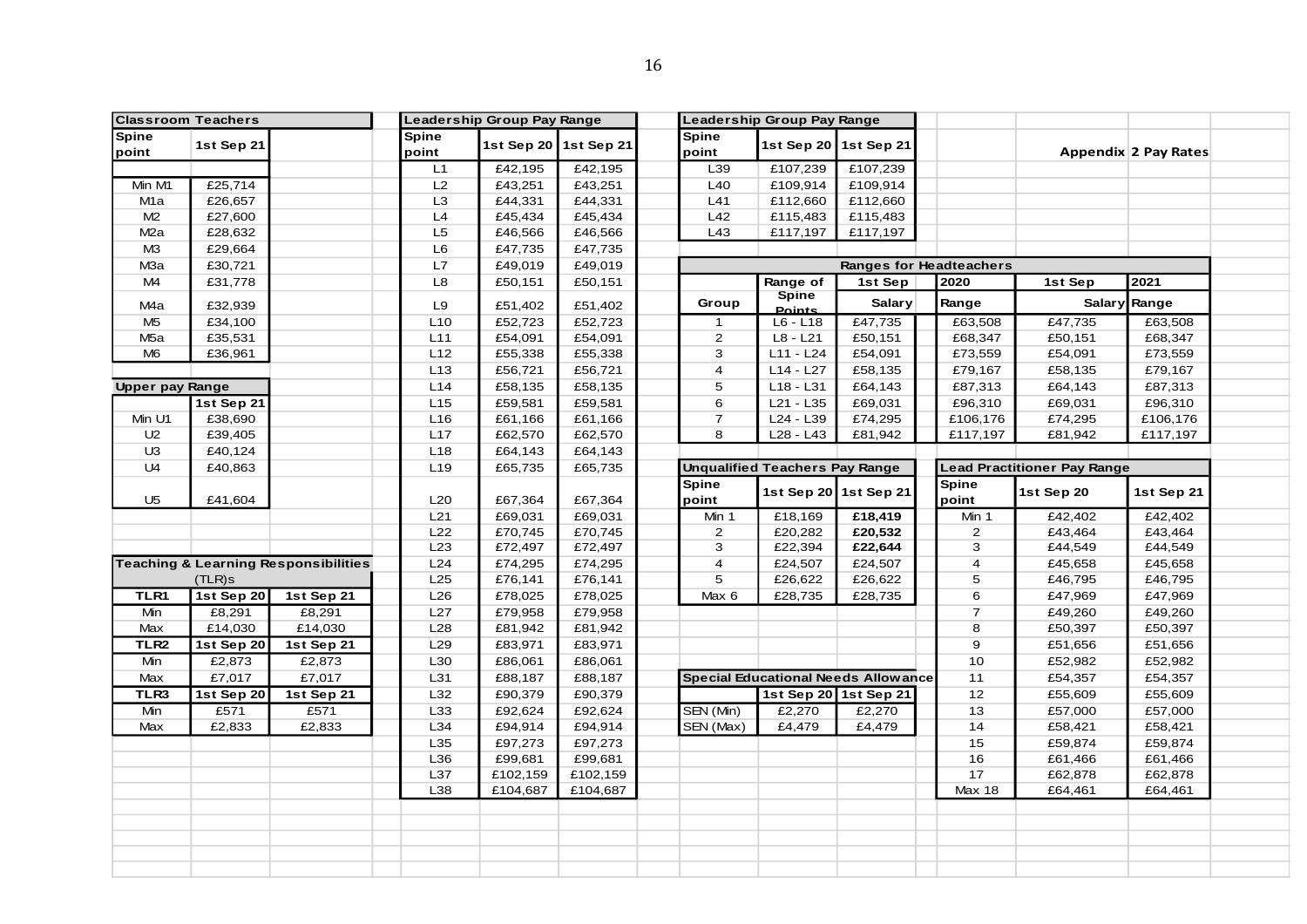## Appendix 2 Pay Rates

**Classroom Teachers**

| Spine point | 1st Sep 21 |
|---|---|
| Min M1 | £25,714 |
| M1a | £26,657 |
| M2 | £27,600 |
| M2a | £28,632 |
| M3 | £29,664 |
| M3a | £30,721 |
| M4 | £31,778 |
| M4a | £32,939 |
| M5 | £34,100 |
| M5a | £35,531 |
| M6 | £36,961 |

**Upper pay Range**

| | 1st Sep 21 |
|---|---|
| Min U1 | £38,690 |
| U2 | £39,405 |
| U3 | £40,124 |
| U4 | £40,863 |
| U5 | £41,604 |

**Teaching & Learning Responsibilities (TLR)s**

| TLR1 | 1st Sep 20 | 1st Sep 21 |
|---|---|---|
| Min | £8,291 | £8,291 |
| Max | £14,030 | £14,030 |
| **TLR2** | **1st Sep 20** | **1st Sep 21** |
| Min | £2,873 | £2,873 |
| Max | £7,017 | £7,017 |
| **TLR3** | **1st Sep 20** | **1st Sep 21** |
| Min | £571 | £571 |
| Max | £2,833 | £2,833 |

**Leadership Group Pay Range**

| Spine point | 1st Sep 20 | 1st Sep 21 |
|---|---|---|
| L1 | £42,195 | £42,195 |
| L2 | £43,251 | £43,251 |
| L3 | £44,331 | £44,331 |
| L4 | £45,434 | £45,434 |
| L5 | £46,566 | £46,566 |
| L6 | £47,735 | £47,735 |
| L7 | £49,019 | £49,019 |
| L8 | £50,151 | £50,151 |
| L9 | £51,402 | £51,402 |
| L10 | £52,723 | £52,723 |
| L11 | £54,091 | £54,091 |
| L12 | £55,338 | £55,338 |
| L13 | £56,721 | £56,721 |
| L14 | £58,135 | £58,135 |
| L15 | £59,581 | £59,581 |
| L16 | £61,166 | £61,166 |
| L17 | £62,570 | £62,570 |
| L18 | £64,143 | £64,143 |
| L19 | £65,735 | £65,735 |
| L20 | £67,364 | £67,364 |
| L21 | £69,031 | £69,031 |
| L22 | £70,745 | £70,745 |
| L23 | £72,497 | £72,497 |
| L24 | £74,295 | £74,295 |
| L25 | £76,141 | £76,141 |
| L26 | £78,025 | £78,025 |
| L27 | £79,958 | £79,958 |
| L28 | £81,942 | £81,942 |
| L29 | £83,971 | £83,971 |
| L30 | £86,061 | £86,061 |
| L31 | £88,187 | £88,187 |
| L32 | £90,379 | £90,379 |
| L33 | £92,624 | £92,624 |
| L34 | £94,914 | £94,914 |
| L35 | £97,273 | £97,273 |
| L36 | £99,681 | £99,681 |
| L37 | £102,159 | £102,159 |
| L38 | £104,687 | £104,687 |
| L39 | £107,239 | £107,239 |
| L40 | £109,914 | £109,914 |
| L41 | £112,660 | £112,660 |
| L42 | £115,483 | £115,483 |
| L43 | £117,197 | £117,197 |

**Ranges for Headteachers**

| Group | Range of Spine Points | 1st Sep 2020 Salary Range | | 1st Sep 2021 Salary Range | |
|---|---|---|---|---|---|
| 1 | L6 - L18 | £47,735 | £63,508 | £47,735 | £63,508 |
| 2 | L8 - L21 | £50,151 | £68,347 | £50,151 | £68,347 |
| 3 | L11 - L24 | £54,091 | £73,559 | £54,091 | £73,559 |
| 4 | L14 - L27 | £58,135 | £79,167 | £58,135 | £79,167 |
| 5 | L18 - L31 | £64,143 | £87,313 | £64,143 | £87,313 |
| 6 | L21 - L35 | £69,031 | £96,310 | £69,031 | £96,310 |
| 7 | L24 - L39 | £74,295 | £106,176 | £74,295 | £106,176 |
| 8 | L28 - L43 | £81,942 | £117,197 | £81,942 | £117,197 |

**Unqualified Teachers Pay Range**

| Spine point | 1st Sep 20 | 1st Sep 21 |
|---|---|---|
| Min 1 | £18,169 | **£18,419** |
| 2 | £20,282 | **£20,532** |
| 3 | £22,394 | **£22,644** |
| 4 | £24,507 | £24,507 |
| 5 | £26,622 | £26,622 |
| Max 6 | £28,735 | £28,735 |

**Special Educational Needs Allowance**

| | 1st Sep 20 | 1st Sep 21 |
|---|---|---|
| SEN (Min) | £2,270 | £2,270 |
| SEN (Max) | £4,479 | £4,479 |

**Lead Practitioner Pay Range**

| Spine point | 1st Sep 20 | 1st Sep 21 |
|---|---|---|
| Min 1 | £42,402 | £42,402 |
| 2 | £43,464 | £43,464 |
| 3 | £44,549 | £44,549 |
| 4 | £45,658 | £45,658 |
| 5 | £46,795 | £46,795 |
| 6 | £47,969 | £47,969 |
| 7 | £49,260 | £49,260 |
| 8 | £50,397 | £50,397 |
| 9 | £51,656 | £51,656 |
| 10 | £52,982 | £52,982 |
| 11 | £54,357 | £54,357 |
| 12 | £55,609 | £55,609 |
| 13 | £57,000 | £57,000 |
| 14 | £58,421 | £58,421 |
| 15 | £59,874 | £59,874 |
| 16 | £61,466 | £61,466 |
| 17 | £62,878 | £62,878 |
| Max 18 | £64,461 | £64,461 |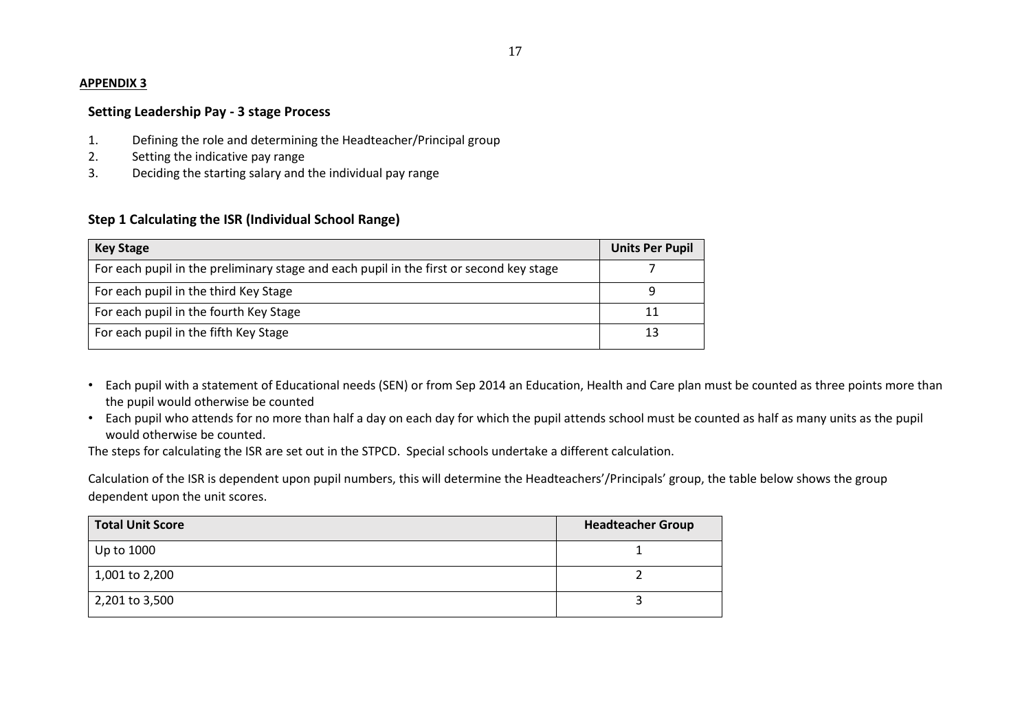**APPENDIX 3**

## Setting Leadership Pay - 3 stage Process

1. Defining the role and determining the Headteacher/Principal group
2. Setting the indicative pay range
3. Deciding the starting salary and the individual pay range

### Step 1 Calculating the ISR (Individual School Range)

| Key Stage | Units Per Pupil |
|---|---|
| For each pupil in the preliminary stage and each pupil in the first or second key stage | 7 |
| For each pupil in the third Key Stage | 9 |
| For each pupil in the fourth Key Stage | 11 |
| For each pupil in the fifth Key Stage | 13 |

- Each pupil with a statement of Educational needs (SEN) or from Sep 2014 an Education, Health and Care plan must be counted as three points more than the pupil would otherwise be counted
- Each pupil who attends for no more than half a day on each day for which the pupil attends school must be counted as half as many units as the pupil would otherwise be counted.

The steps for calculating the ISR are set out in the STPCD. Special schools undertake a different calculation.

Calculation of the ISR is dependent upon pupil numbers, this will determine the Headteachers'/Principals' group, the table below shows the group dependent upon the unit scores.

| Total Unit Score | Headteacher Group |
|---|---|
| Up to 1000 | 1 |
| 1,001 to 2,200 | 2 |
| 2,201 to 3,500 | 3 |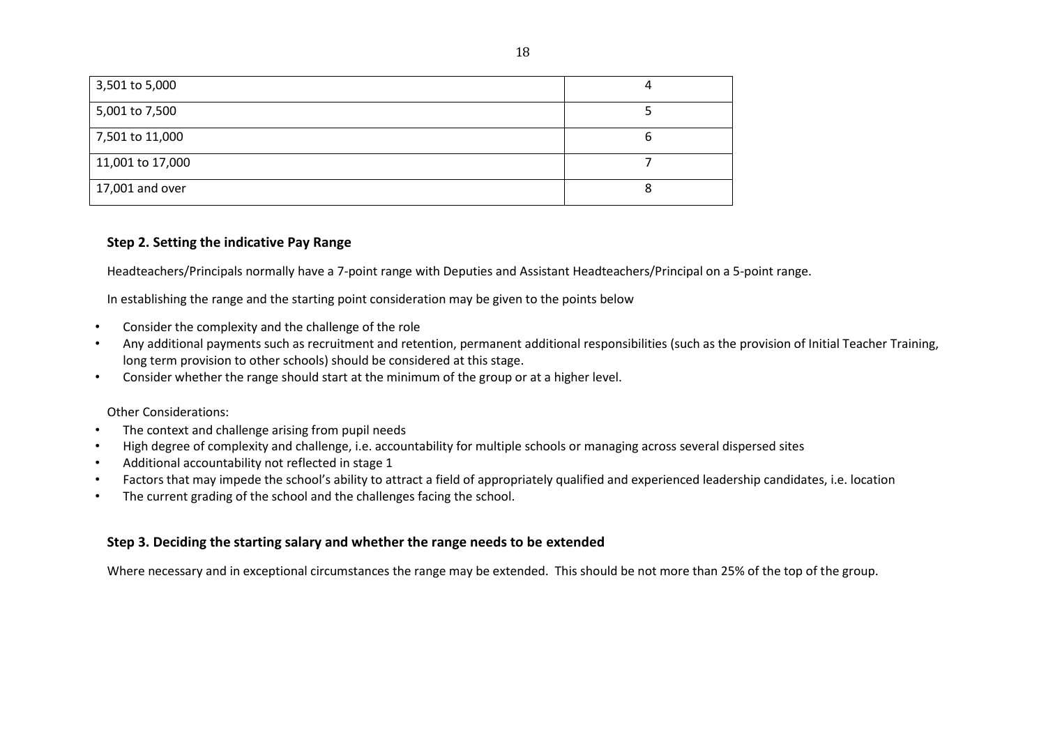| | |
|---|---|
| 3,501 to 5,000 | 4 |
| 5,001 to 7,500 | 5 |
| 7,501 to 11,000 | 6 |
| 11,001 to 17,000 | 7 |
| 17,001 and over | 8 |

### Step 2. Setting the indicative Pay Range

Headteachers/Principals normally have a 7-point range with Deputies and Assistant Headteachers/Principal on a 5-point range.

In establishing the range and the starting point consideration may be given to the points below

- Consider the complexity and the challenge of the role
- Any additional payments such as recruitment and retention, permanent additional responsibilities (such as the provision of Initial Teacher Training, long term provision to other schools) should be considered at this stage.
- Consider whether the range should start at the minimum of the group or at a higher level.

Other Considerations:

- The context and challenge arising from pupil needs
- High degree of complexity and challenge, i.e. accountability for multiple schools or managing across several dispersed sites
- Additional accountability not reflected in stage 1
- Factors that may impede the school's ability to attract a field of appropriately qualified and experienced leadership candidates, i.e. location
- The current grading of the school and the challenges facing the school.

### Step 3. Deciding the starting salary and whether the range needs to be extended

Where necessary and in exceptional circumstances the range may be extended. This should be not more than 25% of the top of the group.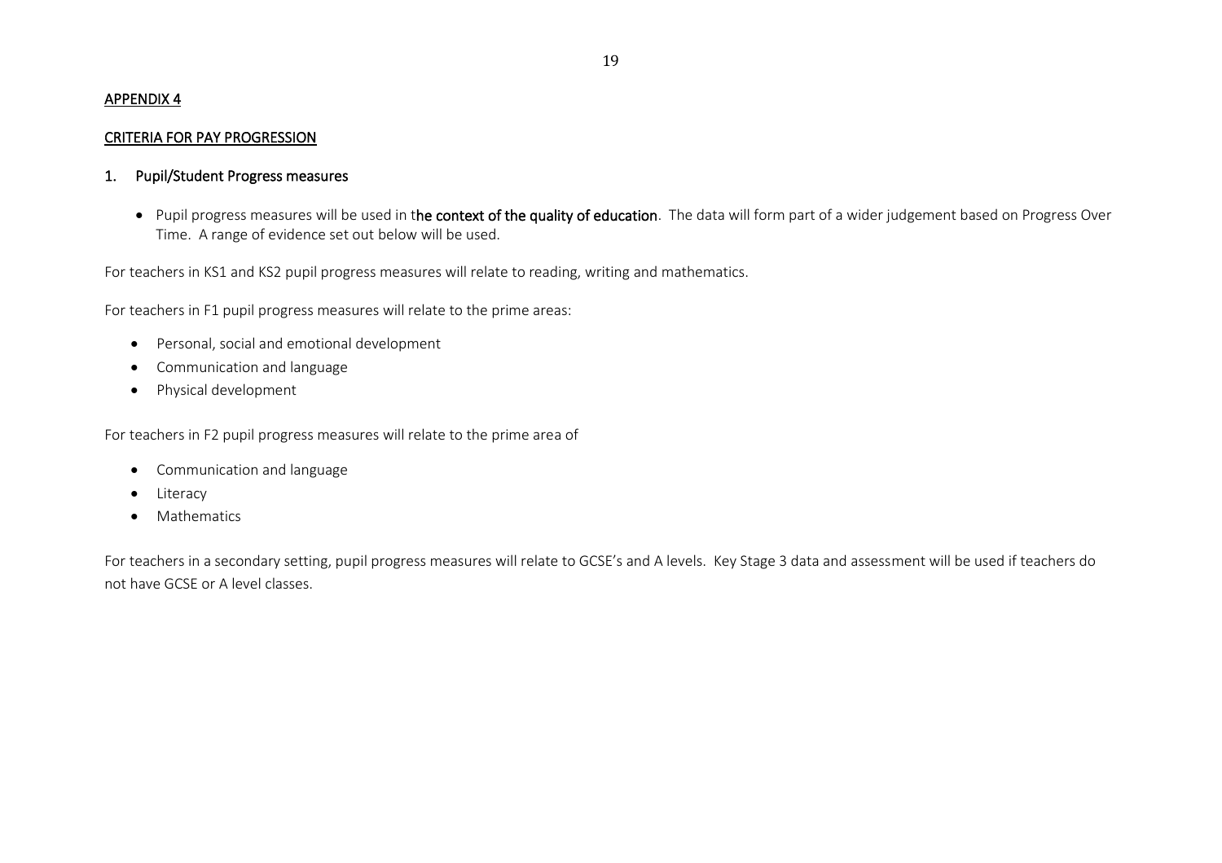## APPENDIX 4

## CRITERIA FOR PAY PROGRESSION

### 1. Pupil/Student Progress measures

- Pupil progress measures will be used in t**he context of the quality of education**. The data will form part of a wider judgement based on Progress Over Time. A range of evidence set out below will be used.

For teachers in KS1 and KS2 pupil progress measures will relate to reading, writing and mathematics.

For teachers in F1 pupil progress measures will relate to the prime areas:

- Personal, social and emotional development
- Communication and language
- Physical development

For teachers in F2 pupil progress measures will relate to the prime area of

- Communication and language
- Literacy
- Mathematics

For teachers in a secondary setting, pupil progress measures will relate to GCSE's and A levels. Key Stage 3 data and assessment will be used if teachers do not have GCSE or A level classes.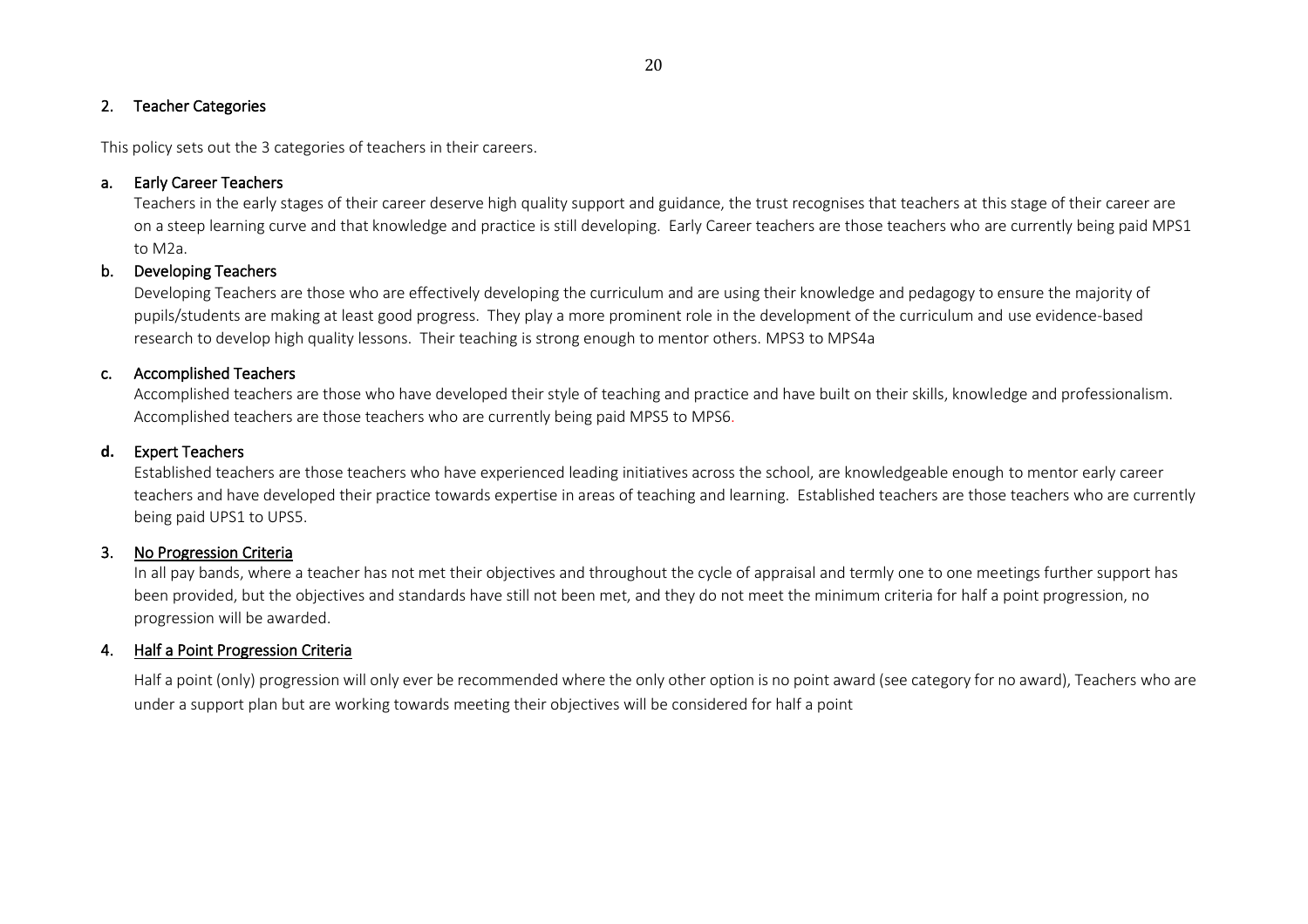## 2. Teacher Categories

This policy sets out the 3 categories of teachers in their careers.

### a. Early Career Teachers

Teachers in the early stages of their career deserve high quality support and guidance, the trust recognises that teachers at this stage of their career are on a steep learning curve and that knowledge and practice is still developing. Early Career teachers are those teachers who are currently being paid MPS1 to M2a.

### b. Developing Teachers

Developing Teachers are those who are effectively developing the curriculum and are using their knowledge and pedagogy to ensure the majority of pupils/students are making at least good progress. They play a more prominent role in the development of the curriculum and use evidence-based research to develop high quality lessons. Their teaching is strong enough to mentor others. MPS3 to MPS4a

### c. Accomplished Teachers

Accomplished teachers are those who have developed their style of teaching and practice and have built on their skills, knowledge and professionalism. Accomplished teachers are those teachers who are currently being paid MPS5 to MPS6.

### d. Expert Teachers

Established teachers are those teachers who have experienced leading initiatives across the school, are knowledgeable enough to mentor early career teachers and have developed their practice towards expertise in areas of teaching and learning. Established teachers are those teachers who are currently being paid UPS1 to UPS5.

## 3. No Progression Criteria

In all pay bands, where a teacher has not met their objectives and throughout the cycle of appraisal and termly one to one meetings further support has been provided, but the objectives and standards have still not been met, and they do not meet the minimum criteria for half a point progression, no progression will be awarded.

## 4. Half a Point Progression Criteria

Half a point (only) progression will only ever be recommended where the only other option is no point award (see category for no award), Teachers who are under a support plan but are working towards meeting their objectives will be considered for half a point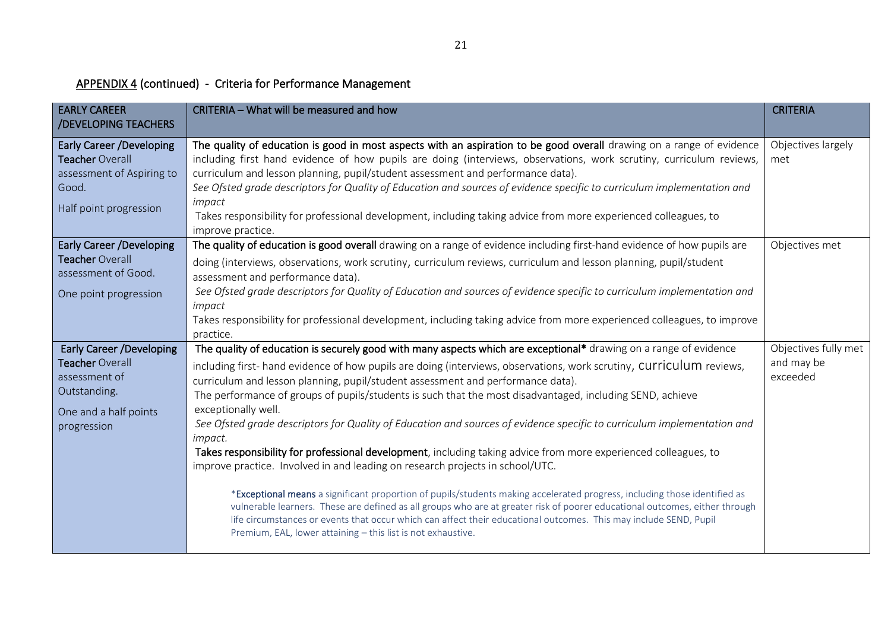## APPENDIX 4 (continued) - Criteria for Performance Management

| EARLY CAREER /DEVELOPING TEACHERS | CRITERIA – What will be measured and how | CRITERIA |
|---|---|---|
| **Early Career /Developing Teacher** Overall assessment of Aspiring to Good.<br><br>Half point progression | **The quality of education is good in most aspects with an aspiration to be good overall** drawing on a range of evidence including first hand evidence of how pupils are doing (interviews, observations, work scrutiny, curriculum reviews, curriculum and lesson planning, pupil/student assessment and performance data).<br>*See Ofsted grade descriptors for Quality of Education and sources of evidence specific to curriculum implementation and impact*<br>Takes responsibility for professional development, including taking advice from more experienced colleagues, to improve practice. | Objectives largely met |
| **Early Career /Developing Teacher** Overall assessment of Good.<br><br>One point progression | **The quality of education is good overall** drawing on a range of evidence including first-hand evidence of how pupils are doing (interviews, observations, work scrutiny, curriculum reviews, curriculum and lesson planning, pupil/student assessment and performance data).<br>*See Ofsted grade descriptors for Quality of Education and sources of evidence specific to curriculum implementation and impact*<br>Takes responsibility for professional development, including taking advice from more experienced colleagues, to improve practice. | Objectives met |
| **Early Career /Developing Teacher** Overall assessment of Outstanding.<br><br>One and a half points progression | **The quality of education is securely good with many aspects which are exceptional*** drawing on a range of evidence including first- hand evidence of how pupils are doing (interviews, observations, work scrutiny, curriculum reviews, curriculum and lesson planning, pupil/student assessment and performance data).<br>The performance of groups of pupils/students is such that the most disadvantaged, including SEND, achieve exceptionally well.<br>*See Ofsted grade descriptors for Quality of Education and sources of evidence specific to curriculum implementation and impact.*<br>**Takes responsibility for professional development**, including taking advice from more experienced colleagues, to improve practice. Involved in and leading on research projects in school/UTC.<br><br>***Exceptional means** a significant proportion of pupils/students making accelerated progress, including those identified as vulnerable learners. These are defined as all groups who are at greater risk of poorer educational outcomes, either through life circumstances or events that occur which can affect their educational outcomes. This may include SEND, Pupil Premium, EAL, lower attaining – this list is not exhaustive. | Objectives fully met and may be exceeded |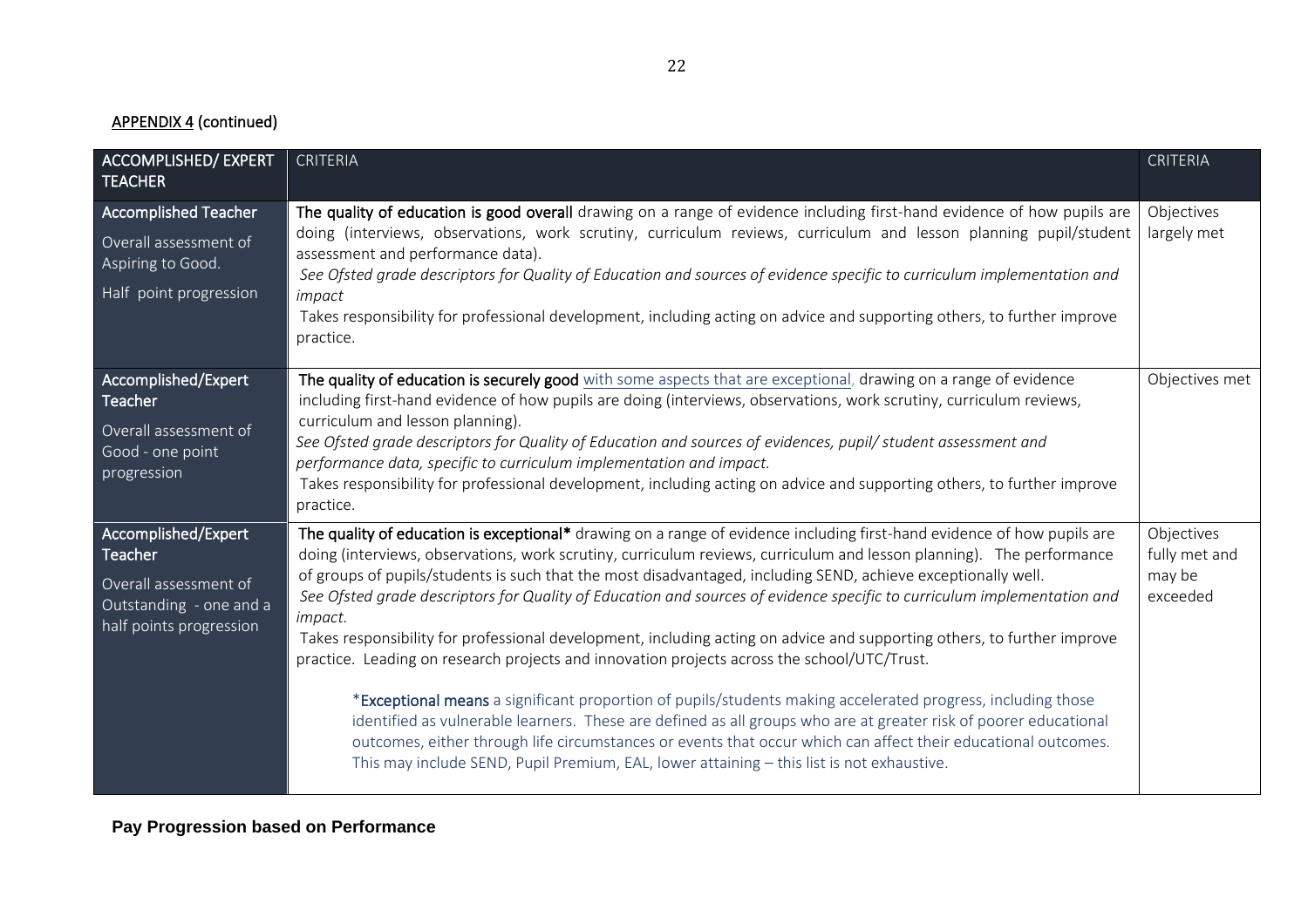APPENDIX 4 (continued)

| ACCOMPLISHED/ EXPERT TEACHER | CRITERIA | CRITERIA |
|---|---|---|
| **Accomplished Teacher**<br>Overall assessment of Aspiring to Good.<br>Half point progression | **The quality of education is good overall** drawing on a range of evidence including first-hand evidence of how pupils are doing (interviews, observations, work scrutiny, curriculum reviews, curriculum and lesson planning pupil/student assessment and performance data).<br>*See Ofsted grade descriptors for Quality of Education and sources of evidence specific to curriculum implementation and impact*<br>Takes responsibility for professional development, including acting on advice and supporting others, to further improve practice. | Objectives largely met |
| **Accomplished/Expert Teacher**<br>Overall assessment of Good - one point progression | **The quality of education is securely good** with some aspects that are exceptional, drawing on a range of evidence including first-hand evidence of how pupils are doing (interviews, observations, work scrutiny, curriculum reviews, curriculum and lesson planning).<br>*See Ofsted grade descriptors for Quality of Education and sources of evidences, pupil/ student assessment and performance data, specific to curriculum implementation and impact.*<br>Takes responsibility for professional development, including acting on advice and supporting others, to further improve practice. | Objectives met |
| **Accomplished/Expert Teacher**<br>Overall assessment of Outstanding - one and a half points progression | **The quality of education is exceptional*** drawing on a range of evidence including first-hand evidence of how pupils are doing (interviews, observations, work scrutiny, curriculum reviews, curriculum and lesson planning). The performance of groups of pupils/students is such that the most disadvantaged, including SEND, achieve exceptionally well.<br>*See Ofsted grade descriptors for Quality of Education and sources of evidence specific to curriculum implementation and impact.*<br>Takes responsibility for professional development, including acting on advice and supporting others, to further improve practice. Leading on research projects and innovation projects across the school/UTC/Trust.<br><br>***Exceptional means** a significant proportion of pupils/students making accelerated progress, including those identified as vulnerable learners. These are defined as all groups who are at greater risk of poorer educational outcomes, either through life circumstances or events that occur which can affect their educational outcomes. This may include SEND, Pupil Premium, EAL, lower attaining – this list is not exhaustive. | Objectives fully met and may be exceeded |

**Pay Progression based on Performance**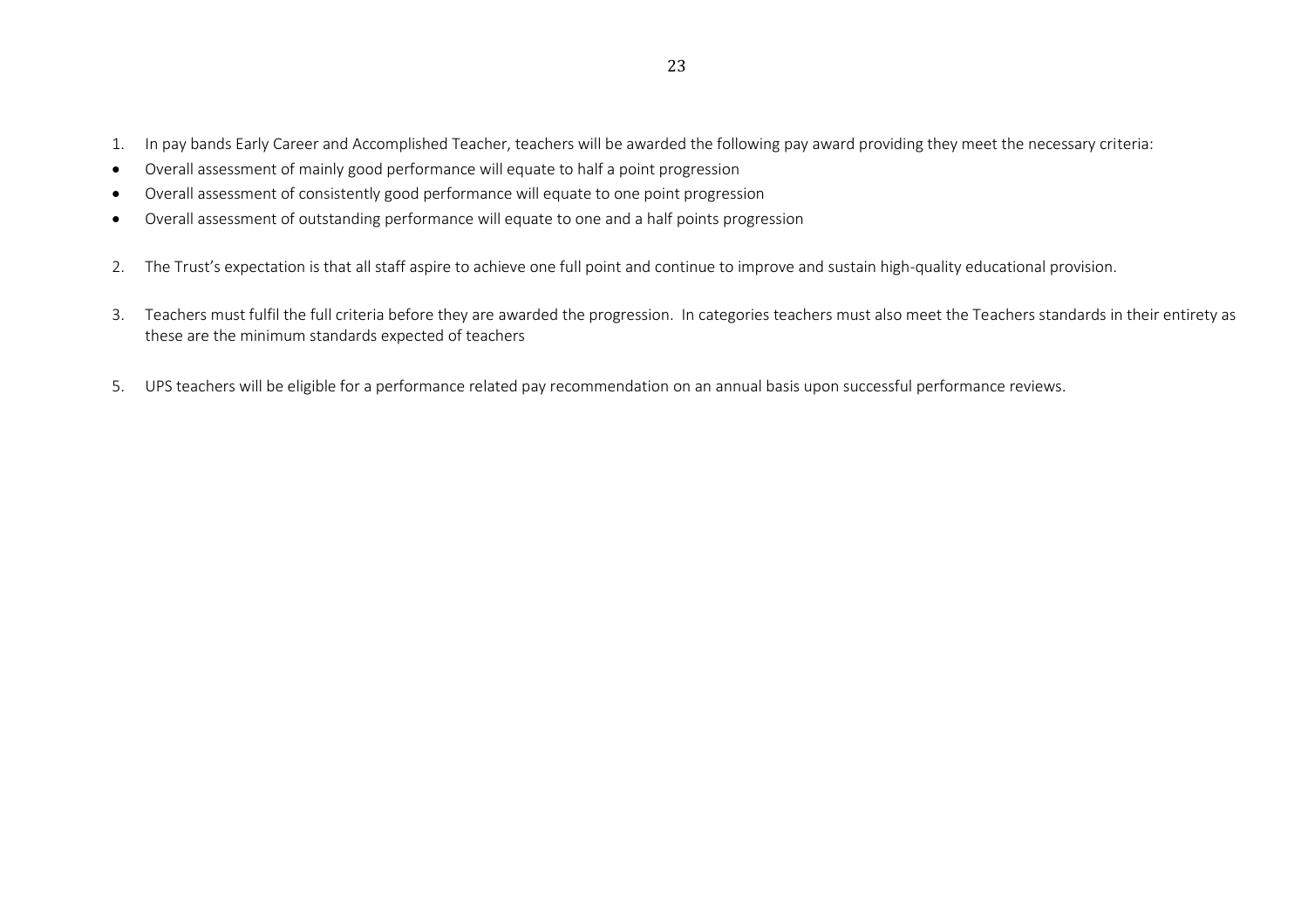1. In pay bands Early Career and Accomplished Teacher, teachers will be awarded the following pay award providing they meet the necessary criteria:

- Overall assessment of mainly good performance will equate to half a point progression
- Overall assessment of consistently good performance will equate to one point progression
- Overall assessment of outstanding performance will equate to one and a half points progression

2. The Trust's expectation is that all staff aspire to achieve one full point and continue to improve and sustain high-quality educational provision.

3. Teachers must fulfil the full criteria before they are awarded the progression. In categories teachers must also meet the Teachers standards in their entirety as these are the minimum standards expected of teachers

5. UPS teachers will be eligible for a performance related pay recommendation on an annual basis upon successful performance reviews.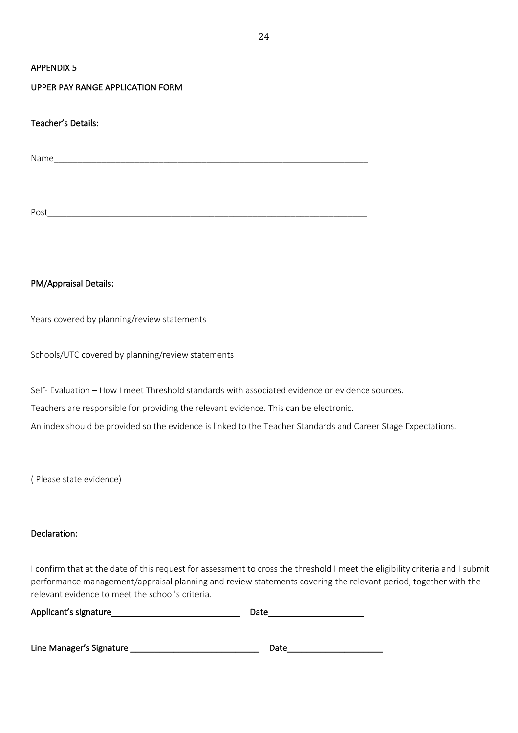APPENDIX 5

UPPER PAY RANGE APPLICATION FORM

Teacher's Details:

Name_________________________________________________________________

Post_________________________________________________________________

PM/Appraisal Details:

Years covered by planning/review statements

Schools/UTC covered by planning/review statements

Self- Evaluation – How I meet Threshold standards with associated evidence or evidence sources.

Teachers are responsible for providing the relevant evidence. This can be electronic.

An index should be provided so the evidence is linked to the Teacher Standards and Career Stage Expectations.

( Please state evidence)

Declaration:

I confirm that at the date of this request for assessment to cross the threshold I meet the eligibility criteria and I submit performance management/appraisal planning and review statements covering the relevant period, together with the relevant evidence to meet the school's criteria.

Applicant's signature___________________________ Date____________________

Line Manager's Signature ___________________________ Date____________________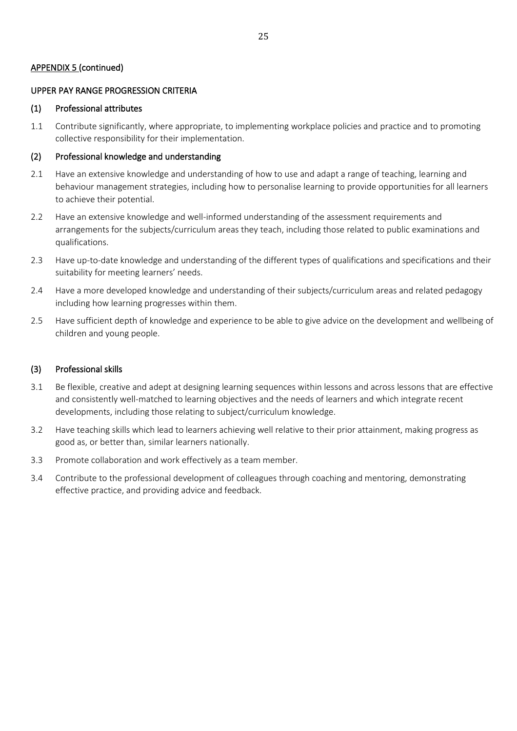APPENDIX 5 (continued)

## UPPER PAY RANGE PROGRESSION CRITERIA

### (1) Professional attributes

1.1 Contribute significantly, where appropriate, to implementing workplace policies and practice and to promoting collective responsibility for their implementation.

### (2) Professional knowledge and understanding

2.1 Have an extensive knowledge and understanding of how to use and adapt a range of teaching, learning and behaviour management strategies, including how to personalise learning to provide opportunities for all learners to achieve their potential.

2.2 Have an extensive knowledge and well-informed understanding of the assessment requirements and arrangements for the subjects/curriculum areas they teach, including those related to public examinations and qualifications.

2.3 Have up-to-date knowledge and understanding of the different types of qualifications and specifications and their suitability for meeting learners' needs.

2.4 Have a more developed knowledge and understanding of their subjects/curriculum areas and related pedagogy including how learning progresses within them.

2.5 Have sufficient depth of knowledge and experience to be able to give advice on the development and wellbeing of children and young people.

### (3) Professional skills

3.1 Be flexible, creative and adept at designing learning sequences within lessons and across lessons that are effective and consistently well-matched to learning objectives and the needs of learners and which integrate recent developments, including those relating to subject/curriculum knowledge.

3.2 Have teaching skills which lead to learners achieving well relative to their prior attainment, making progress as good as, or better than, similar learners nationally.

3.3 Promote collaboration and work effectively as a team member.

3.4 Contribute to the professional development of colleagues through coaching and mentoring, demonstrating effective practice, and providing advice and feedback.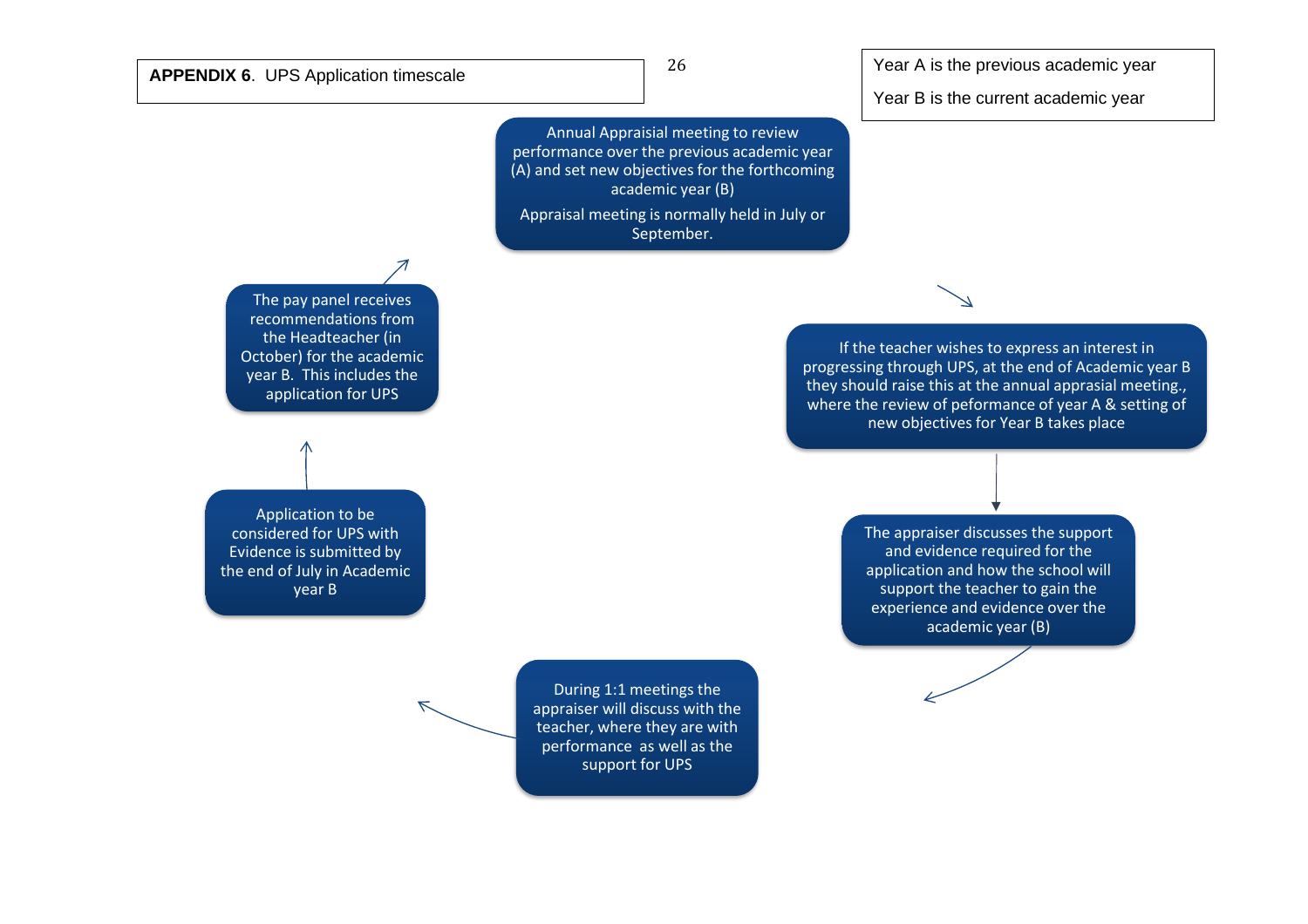**APPENDIX 6**. UPS Application timescale

Year A is the previous academic year

Year B is the current academic year

Annual Appraisial meeting to review performance over the previous academic year (A) and set new objectives for the forthcoming academic year (B)

Appraisal meeting is normally held in July or September.

If the teacher wishes to express an interest in progressing through UPS, at the end of Academic year B they should raise this at the annual apprasial meeting., where the review of peformance of year A & setting of new objectives for Year B takes place

The appraiser discusses the support and evidence required for the application and how the school will support the teacher to gain the experience and evidence over the academic year (B)

During 1:1 meetings the appraiser will discuss with the teacher, where they are with performance as well as the support for UPS

Application to be considered for UPS with Evidence is submitted by the end of July in Academic year B

The pay panel receives recommendations from the Headteacher (in October) for the academic year B. This includes the application for UPS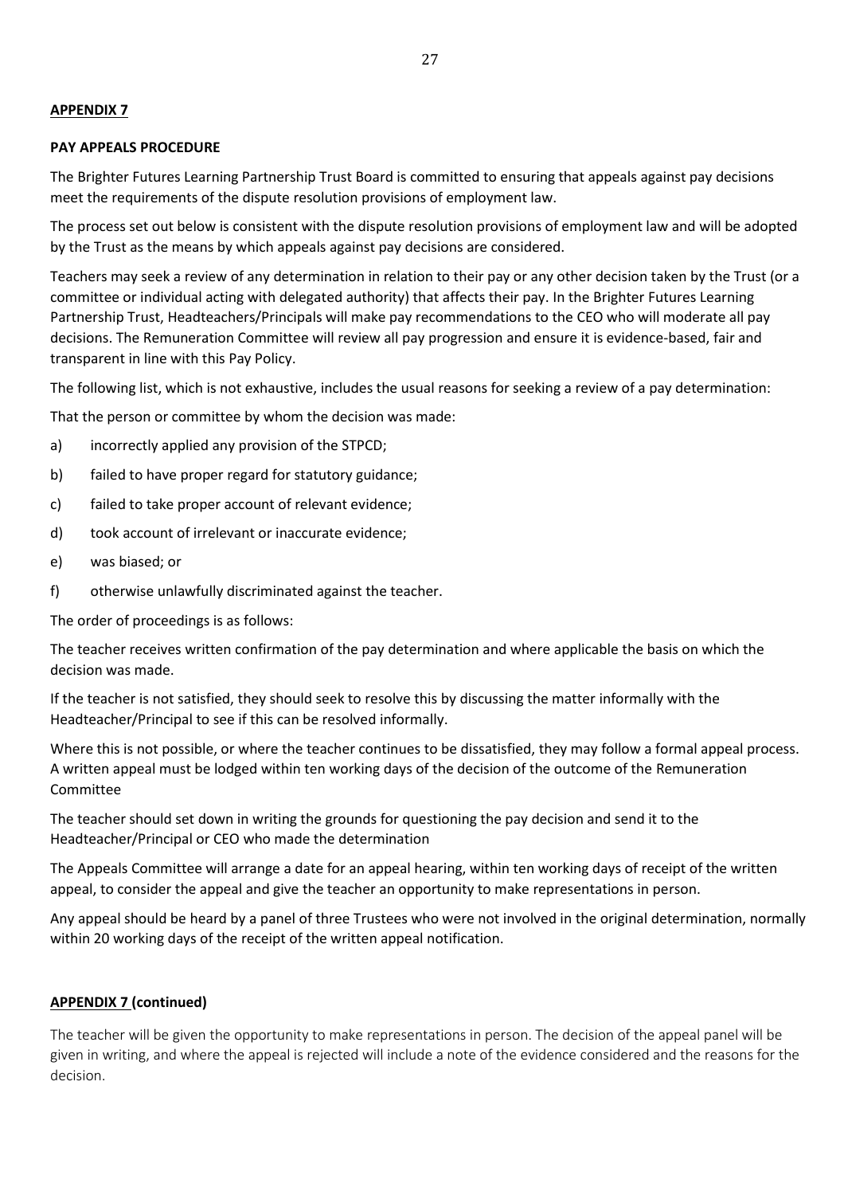**APPENDIX 7**

**PAY APPEALS PROCEDURE**

The Brighter Futures Learning Partnership Trust Board is committed to ensuring that appeals against pay decisions meet the requirements of the dispute resolution provisions of employment law.

The process set out below is consistent with the dispute resolution provisions of employment law and will be adopted by the Trust as the means by which appeals against pay decisions are considered.

Teachers may seek a review of any determination in relation to their pay or any other decision taken by the Trust (or a committee or individual acting with delegated authority) that affects their pay. In the Brighter Futures Learning Partnership Trust, Headteachers/Principals will make pay recommendations to the CEO who will moderate all pay decisions. The Remuneration Committee will review all pay progression and ensure it is evidence-based, fair and transparent in line with this Pay Policy.

The following list, which is not exhaustive, includes the usual reasons for seeking a review of a pay determination:

That the person or committee by whom the decision was made:

a) incorrectly applied any provision of the STPCD;

b) failed to have proper regard for statutory guidance;

c) failed to take proper account of relevant evidence;

d) took account of irrelevant or inaccurate evidence;

e) was biased; or

f) otherwise unlawfully discriminated against the teacher.

The order of proceedings is as follows:

The teacher receives written confirmation of the pay determination and where applicable the basis on which the decision was made.

If the teacher is not satisfied, they should seek to resolve this by discussing the matter informally with the Headteacher/Principal to see if this can be resolved informally.

Where this is not possible, or where the teacher continues to be dissatisfied, they may follow a formal appeal process. A written appeal must be lodged within ten working days of the decision of the outcome of the Remuneration Committee

The teacher should set down in writing the grounds for questioning the pay decision and send it to the Headteacher/Principal or CEO who made the determination

The Appeals Committee will arrange a date for an appeal hearing, within ten working days of receipt of the written appeal, to consider the appeal and give the teacher an opportunity to make representations in person.

Any appeal should be heard by a panel of three Trustees who were not involved in the original determination, normally within 20 working days of the receipt of the written appeal notification.

**APPENDIX 7 (continued)**

The teacher will be given the opportunity to make representations in person. The decision of the appeal panel will be given in writing, and where the appeal is rejected will include a note of the evidence considered and the reasons for the decision.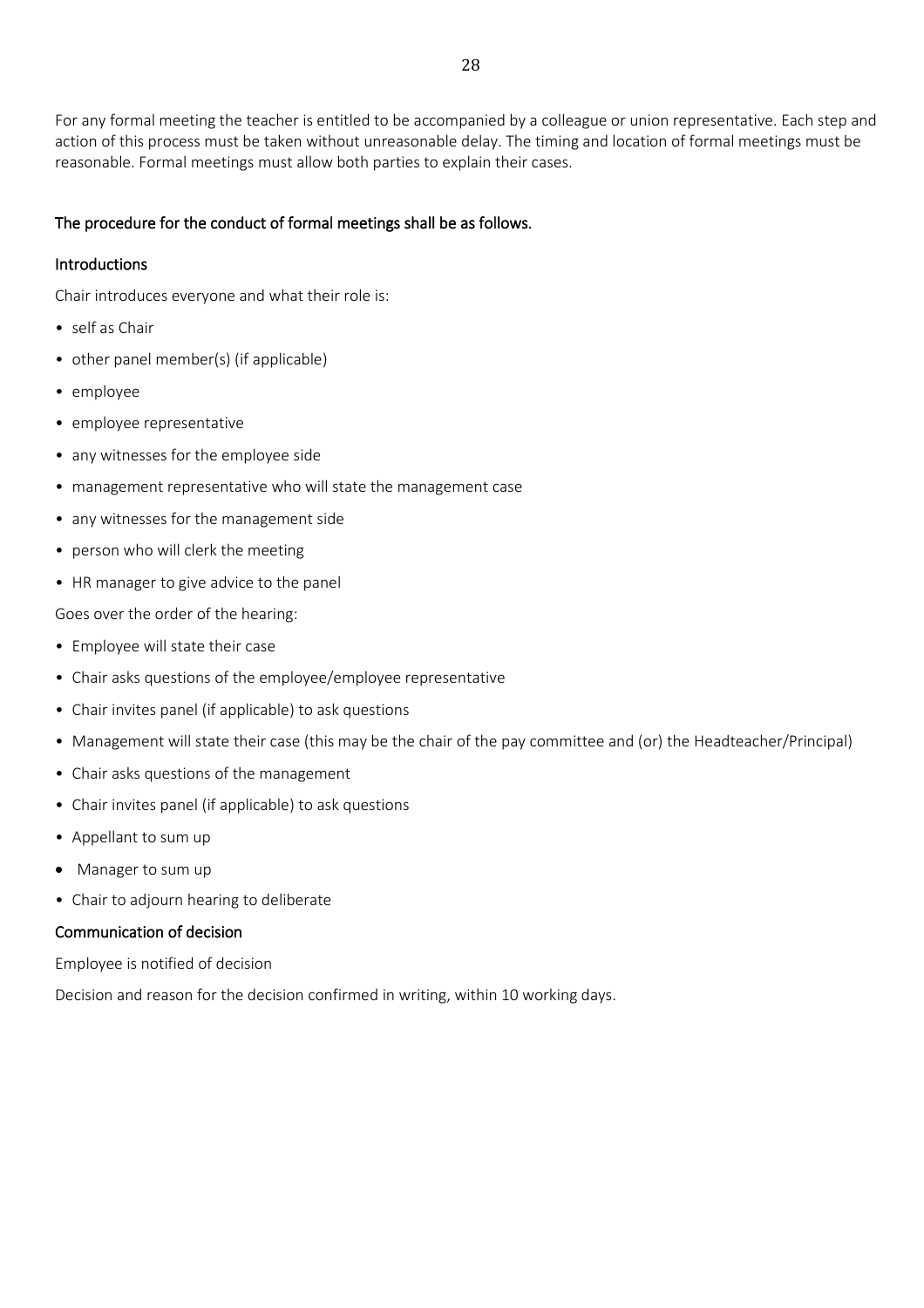For any formal meeting the teacher is entitled to be accompanied by a colleague or union representative. Each step and action of this process must be taken without unreasonable delay. The timing and location of formal meetings must be reasonable. Formal meetings must allow both parties to explain their cases.

### The procedure for the conduct of formal meetings shall be as follows.

#### Introductions

Chair introduces everyone and what their role is:

- self as Chair
- other panel member(s) (if applicable)
- employee
- employee representative
- any witnesses for the employee side
- management representative who will state the management case
- any witnesses for the management side
- person who will clerk the meeting
- HR manager to give advice to the panel

Goes over the order of the hearing:

- Employee will state their case
- Chair asks questions of the employee/employee representative
- Chair invites panel (if applicable) to ask questions
- Management will state their case (this may be the chair of the pay committee and (or) the Headteacher/Principal)
- Chair asks questions of the management
- Chair invites panel (if applicable) to ask questions
- Appellant to sum up
- Manager to sum up
- Chair to adjourn hearing to deliberate

#### Communication of decision

Employee is notified of decision

Decision and reason for the decision confirmed in writing, within 10 working days.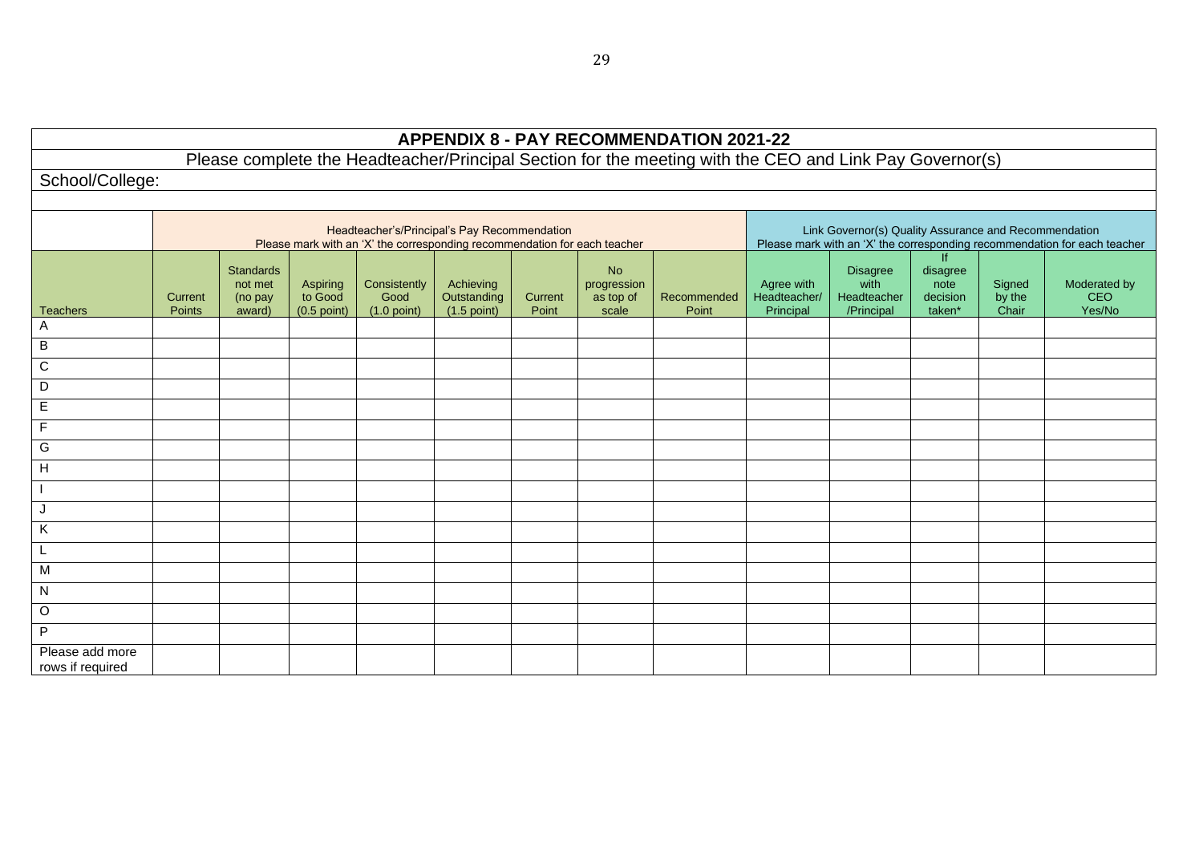# APPENDIX 8 - PAY RECOMMENDATION 2021-22

Please complete the Headteacher/Principal Section for the meeting with the CEO and Link Pay Governor(s)

School/College:

| | Headteacher's/Principal's Pay Recommendation Please mark with an 'X' the corresponding recommendation for each teacher | | | | | | | | Link Governor(s) Quality Assurance and Recommendation Please mark with an 'X' the corresponding recommendation for each teacher | | | | |
|---|---|---|---|---|---|---|---|---|---|---|---|---|---|
| Teachers | Current Points | Standards not met (no pay award) | Aspiring to Good (0.5 point) | Consistently Good (1.0 point) | Achieving Outstanding (1.5 point) | Current Point | No progression as top of scale | Recommended Point | Agree with Headteacher/ Principal | Disagree with Headteacher /Principal | If disagree note decision taken* | Signed by the Chair | Moderated by CEO Yes/No |
| A | | | | | | | | | | | | | |
| B | | | | | | | | | | | | | |
| C | | | | | | | | | | | | | |
| D | | | | | | | | | | | | | |
| E | | | | | | | | | | | | | |
| F | | | | | | | | | | | | | |
| G | | | | | | | | | | | | | |
| H | | | | | | | | | | | | | |
| I | | | | | | | | | | | | | |
| J | | | | | | | | | | | | | |
| K | | | | | | | | | | | | | |
| L | | | | | | | | | | | | | |
| M | | | | | | | | | | | | | |
| N | | | | | | | | | | | | | |
| O | | | | | | | | | | | | | |
| P | | | | | | | | | | | | | |
| Please add more rows if required | | | | | | | | | | | | | |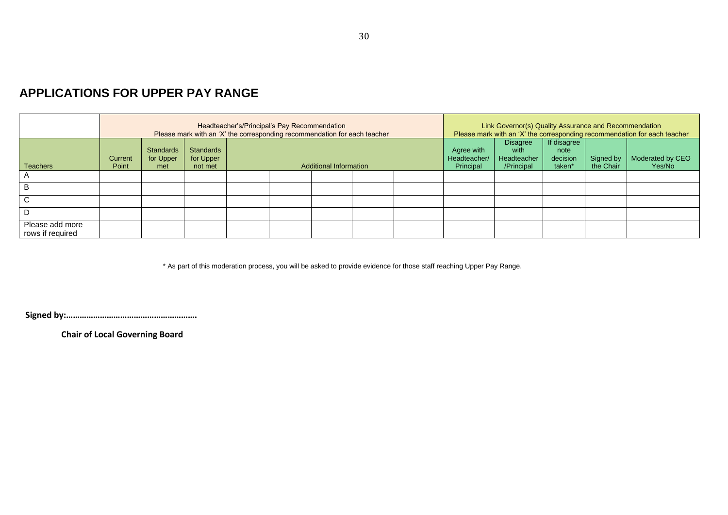## APPLICATIONS FOR UPPER PAY RANGE

| | Headteacher's/Principal's Pay Recommendation Please mark with an 'X' the corresponding recommendation for each teacher | | | | | | | | Link Governor(s) Quality Assurance and Recommendation Please mark with an 'X' the corresponding recommendation for each teacher | | | | |
|---|---|---|---|---|---|---|---|---|---|---|---|---|---|
| Teachers | Current Point | Standards for Upper met | Standards for Upper not met | Additional Information | | | | | Agree with Headteacher/ Principal | Disagree with Headteacher /Principal | If disagree note decision taken* | Signed by the Chair | Moderated by CEO Yes/No |
| A | | | | | | | | | | | | | |
| B | | | | | | | | | | | | | |
| C | | | | | | | | | | | | | |
| D | | | | | | | | | | | | | |
| Please add more rows if required | | | | | | | | | | | | | |

\* As part of this moderation process, you will be asked to provide evidence for those staff reaching Upper Pay Range.

**Signed by:…………………………………………………**

**Chair of Local Governing Board**